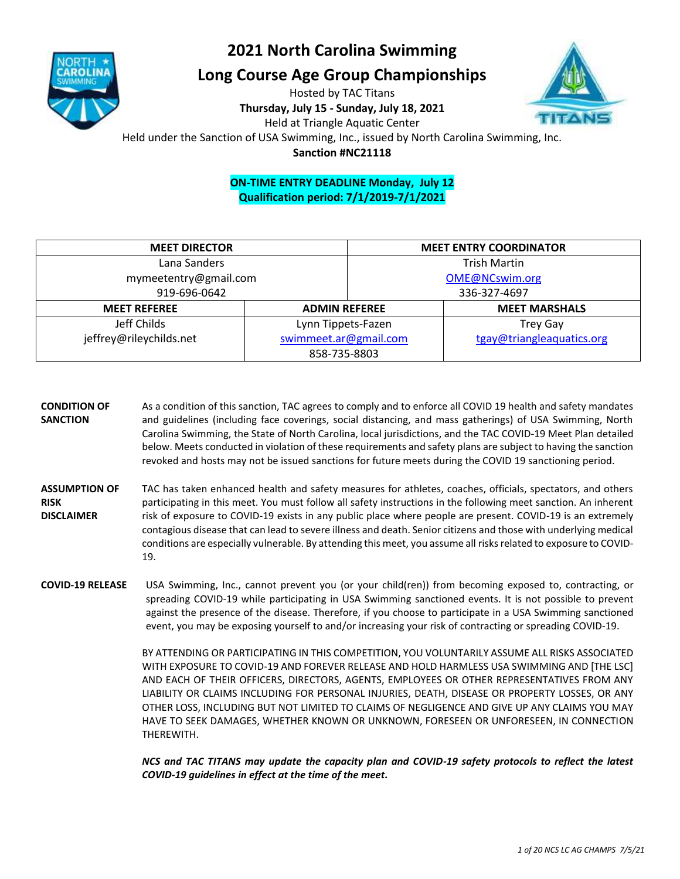# 2021 North Carolina Swimming

# Long Course Age Group Championships

Hosted by TAC Titans

**Thursday, July 15 - Sunday, July 18, 2021**

Held at Triangle Aquatic Center

Held under the Sanction of USA Swimming, Inc., issued by North Carolina Swimming, Inc.

**Sanction #NC21118**

**ON-TIME ENTRY DEADLINE Monday, July 12**

**Qualification period: 7/1/2019-7/1/2021**

| MEET DIRECTOR | MEET ENTRY COORDINATOR |
|---|---|
| Lana Sanders<br>mymeetentry@gmail.com<br>919-696-0642 | Trish Martin<br>OME@NCswim.org<br>336-327-4697 |

| MEET REFEREE | ADMIN REFEREE | MEET MARSHALS |
|---|---|---|
| Jeff Childs<br>jeffrey@rileychilds.net | Lynn Tippets-Fazen<br>swimmeet.ar@gmail.com<br>858-735-8803 | Trey Gay<br>tgay@triangleaquatics.org |

**CONDITION OF SANCTION**

As a condition of this sanction, TAC agrees to comply and to enforce all COVID 19 health and safety mandates and guidelines (including face coverings, social distancing, and mass gatherings) of USA Swimming, North Carolina Swimming, the State of North Carolina, local jurisdictions, and the TAC COVID-19 Meet Plan detailed below. Meets conducted in violation of these requirements and safety plans are subject to having the sanction revoked and hosts may not be issued sanctions for future meets during the COVID 19 sanctioning period.

**ASSUMPTION OF RISK DISCLAIMER**

TAC has taken enhanced health and safety measures for athletes, coaches, officials, spectators, and others participating in this meet. You must follow all safety instructions in the following meet sanction. An inherent risk of exposure to COVID-19 exists in any public place where people are present. COVID-19 is an extremely contagious disease that can lead to severe illness and death. Senior citizens and those with underlying medical conditions are especially vulnerable. By attending this meet, you assume all risks related to exposure to COVID-19.

**COVID-19 RELEASE**

USA Swimming, Inc., cannot prevent you (or your child(ren)) from becoming exposed to, contracting, or spreading COVID-19 while participating in USA Swimming sanctioned events. It is not possible to prevent against the presence of the disease. Therefore, if you choose to participate in a USA Swimming sanctioned event, you may be exposing yourself to and/or increasing your risk of contracting or spreading COVID-19.

BY ATTENDING OR PARTICIPATING IN THIS COMPETITION, YOU VOLUNTARILY ASSUME ALL RISKS ASSOCIATED WITH EXPOSURE TO COVID-19 AND FOREVER RELEASE AND HOLD HARMLESS USA SWIMMING AND [THE LSC] AND EACH OF THEIR OFFICERS, DIRECTORS, AGENTS, EMPLOYEES OR OTHER REPRESENTATIVES FROM ANY LIABILITY OR CLAIMS INCLUDING FOR PERSONAL INJURIES, DEATH, DISEASE OR PROPERTY LOSSES, OR ANY OTHER LOSS, INCLUDING BUT NOT LIMITED TO CLAIMS OF NEGLIGENCE AND GIVE UP ANY CLAIMS YOU MAY HAVE TO SEEK DAMAGES, WHETHER KNOWN OR UNKNOWN, FORESEEN OR UNFORESEEN, IN CONNECTION THEREWITH.

***NCS and TAC TITANS may update the capacity plan and COVID-19 safety protocols to reflect the latest COVID-19 guidelines in effect at the time of the meet.***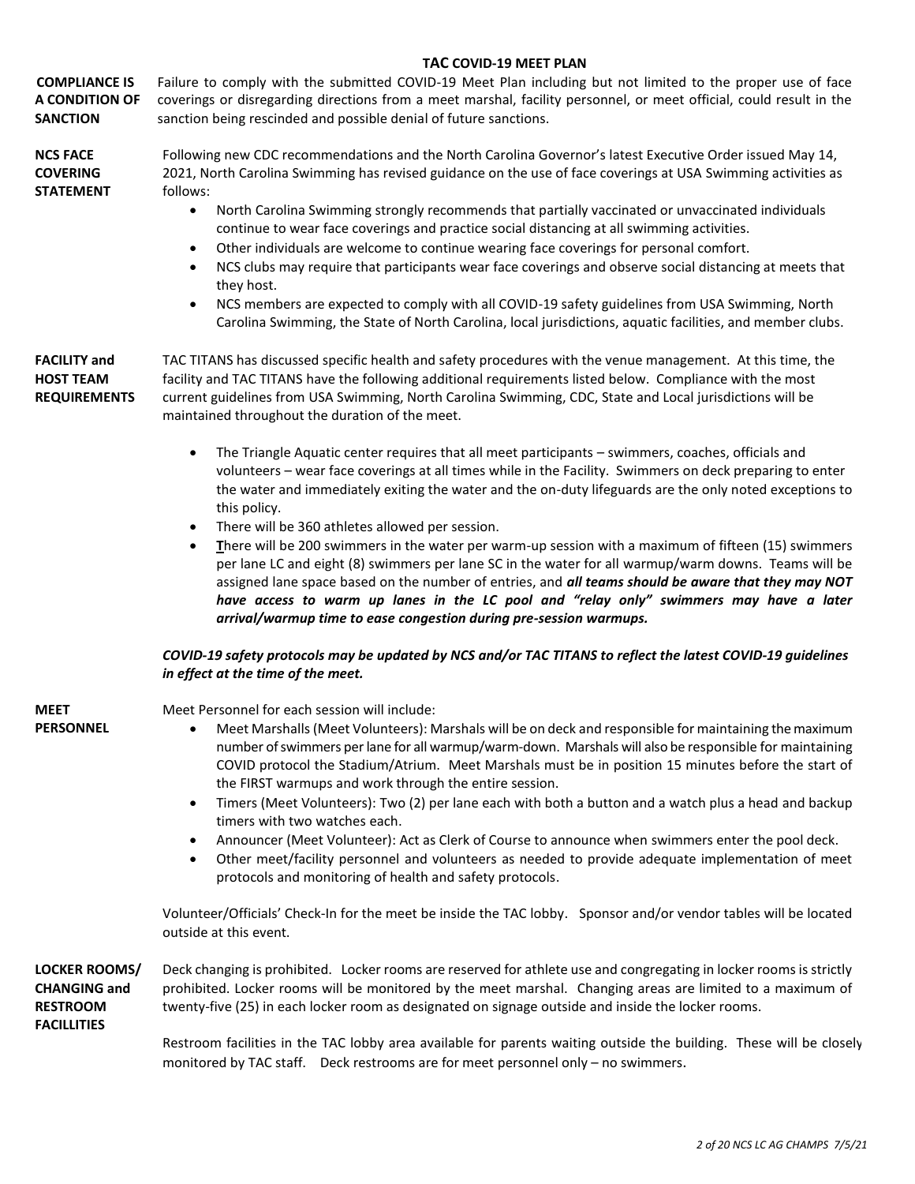# TAC COVID-19 MEET PLAN

**COMPLIANCE IS A CONDITION OF SANCTION**

Failure to comply with the submitted COVID-19 Meet Plan including but not limited to the proper use of face coverings or disregarding directions from a meet marshal, facility personnel, or meet official, could result in the sanction being rescinded and possible denial of future sanctions.

**NCS FACE COVERING STATEMENT**

Following new CDC recommendations and the North Carolina Governor's latest Executive Order issued May 14, 2021, North Carolina Swimming has revised guidance on the use of face coverings at USA Swimming activities as follows:

- North Carolina Swimming strongly recommends that partially vaccinated or unvaccinated individuals continue to wear face coverings and practice social distancing at all swimming activities.
- Other individuals are welcome to continue wearing face coverings for personal comfort.
- NCS clubs may require that participants wear face coverings and observe social distancing at meets that they host.
- NCS members are expected to comply with all COVID-19 safety guidelines from USA Swimming, North Carolina Swimming, the State of North Carolina, local jurisdictions, aquatic facilities, and member clubs.

**FACILITY and HOST TEAM REQUIREMENTS**

TAC TITANS has discussed specific health and safety procedures with the venue management. At this time, the facility and TAC TITANS have the following additional requirements listed below. Compliance with the most current guidelines from USA Swimming, North Carolina Swimming, CDC, State and Local jurisdictions will be maintained throughout the duration of the meet.

- The Triangle Aquatic center requires that all meet participants – swimmers, coaches, officials and volunteers – wear face coverings at all times while in the Facility. Swimmers on deck preparing to enter the water and immediately exiting the water and the on-duty lifeguards are the only noted exceptions to this policy.
- There will be 360 athletes allowed per session.
- **T**here will be 200 swimmers in the water per warm-up session with a maximum of fifteen (15) swimmers per lane LC and eight (8) swimmers per lane SC in the water for all warmup/warm downs. Teams will be assigned lane space based on the number of entries, and ***all teams should be aware that they may NOT have access to warm up lanes in the LC pool and "relay only" swimmers may have a later arrival/warmup time to ease congestion during pre-session warmups.***

***COVID-19 safety protocols may be updated by NCS and/or TAC TITANS to reflect the latest COVID-19 guidelines in effect at the time of the meet.***

**MEET PERSONNEL**

Meet Personnel for each session will include:

- Meet Marshalls (Meet Volunteers): Marshals will be on deck and responsible for maintaining the maximum number of swimmers per lane for all warmup/warm-down. Marshals will also be responsible for maintaining COVID protocol the Stadium/Atrium. Meet Marshals must be in position 15 minutes before the start of the FIRST warmups and work through the entire session.
- Timers (Meet Volunteers): Two (2) per lane each with both a button and a watch plus a head and backup timers with two watches each.
- Announcer (Meet Volunteer): Act as Clerk of Course to announce when swimmers enter the pool deck.
- Other meet/facility personnel and volunteers as needed to provide adequate implementation of meet protocols and monitoring of health and safety protocols.

Volunteer/Officials' Check-In for the meet be inside the TAC lobby. Sponsor and/or vendor tables will be located outside at this event.

**LOCKER ROOMS/ CHANGING and RESTROOM FACILLITIES**

Deck changing is prohibited. Locker rooms are reserved for athlete use and congregating in locker rooms is strictly prohibited. Locker rooms will be monitored by the meet marshal. Changing areas are limited to a maximum of twenty-five (25) in each locker room as designated on signage outside and inside the locker rooms.

Restroom facilities in the TAC lobby area available for parents waiting outside the building. These will be closely monitored by TAC staff. Deck restrooms are for meet personnel only – no swimmers.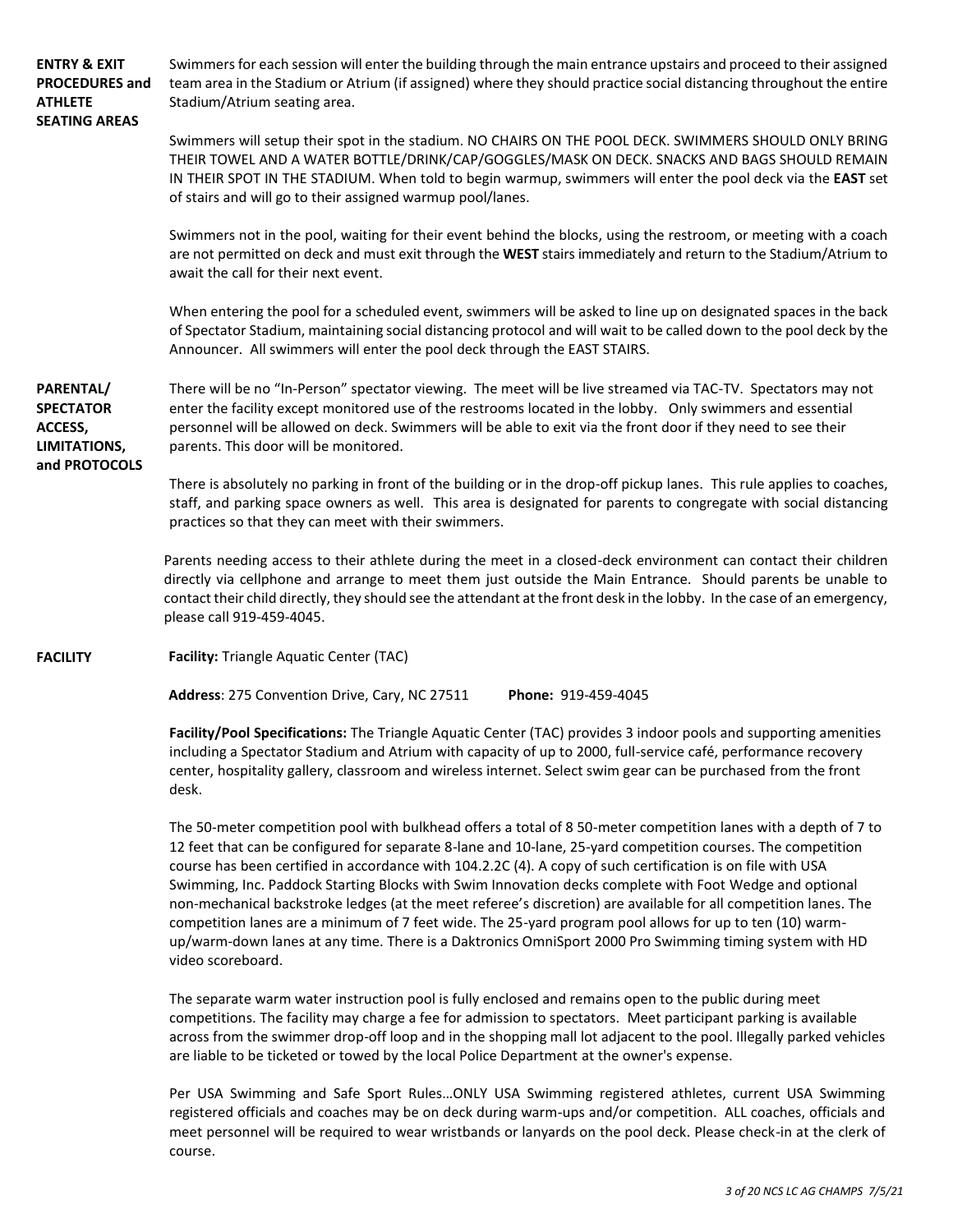**ENTRY & EXIT PROCEDURES and ATHLETE SEATING AREAS**

Swimmers for each session will enter the building through the main entrance upstairs and proceed to their assigned team area in the Stadium or Atrium (if assigned) where they should practice social distancing throughout the entire Stadium/Atrium seating area.

Swimmers will setup their spot in the stadium. NO CHAIRS ON THE POOL DECK. SWIMMERS SHOULD ONLY BRING THEIR TOWEL AND A WATER BOTTLE/DRINK/CAP/GOGGLES/MASK ON DECK. SNACKS AND BAGS SHOULD REMAIN IN THEIR SPOT IN THE STADIUM. When told to begin warmup, swimmers will enter the pool deck via the **EAST** set of stairs and will go to their assigned warmup pool/lanes.

Swimmers not in the pool, waiting for their event behind the blocks, using the restroom, or meeting with a coach are not permitted on deck and must exit through the **WEST** stairs immediately and return to the Stadium/Atrium to await the call for their next event.

When entering the pool for a scheduled event, swimmers will be asked to line up on designated spaces in the back of Spectator Stadium, maintaining social distancing protocol and will wait to be called down to the pool deck by the Announcer. All swimmers will enter the pool deck through the EAST STAIRS.

**PARENTAL/ SPECTATOR ACCESS, LIMITATIONS, and PROTOCOLS**

There will be no "In-Person" spectator viewing. The meet will be live streamed via TAC-TV. Spectators may not enter the facility except monitored use of the restrooms located in the lobby. Only swimmers and essential personnel will be allowed on deck. Swimmers will be able to exit via the front door if they need to see their parents. This door will be monitored.

There is absolutely no parking in front of the building or in the drop-off pickup lanes. This rule applies to coaches, staff, and parking space owners as well. This area is designated for parents to congregate with social distancing practices so that they can meet with their swimmers.

Parents needing access to their athlete during the meet in a closed-deck environment can contact their children directly via cellphone and arrange to meet them just outside the Main Entrance. Should parents be unable to contact their child directly, they should see the attendant at the front desk in the lobby. In the case of an emergency, please call 919-459-4045.

**FACILITY**

**Facility:** Triangle Aquatic Center (TAC)

**Address**: 275 Convention Drive, Cary, NC 27511 **Phone:** 919-459-4045

**Facility/Pool Specifications:** The Triangle Aquatic Center (TAC) provides 3 indoor pools and supporting amenities including a Spectator Stadium and Atrium with capacity of up to 2000, full-service café, performance recovery center, hospitality gallery, classroom and wireless internet. Select swim gear can be purchased from the front desk.

The 50-meter competition pool with bulkhead offers a total of 8 50-meter competition lanes with a depth of 7 to 12 feet that can be configured for separate 8-lane and 10-lane, 25-yard competition courses. The competition course has been certified in accordance with 104.2.2C (4). A copy of such certification is on file with USA Swimming, Inc. Paddock Starting Blocks with Swim Innovation decks complete with Foot Wedge and optional non-mechanical backstroke ledges (at the meet referee's discretion) are available for all competition lanes. The competition lanes are a minimum of 7 feet wide. The 25-yard program pool allows for up to ten (10) warm-up/warm-down lanes at any time. There is a Daktronics OmniSport 2000 Pro Swimming timing system with HD video scoreboard.

The separate warm water instruction pool is fully enclosed and remains open to the public during meet competitions. The facility may charge a fee for admission to spectators. Meet participant parking is available across from the swimmer drop-off loop and in the shopping mall lot adjacent to the pool. Illegally parked vehicles are liable to be ticketed or towed by the local Police Department at the owner's expense.

Per USA Swimming and Safe Sport Rules…ONLY USA Swimming registered athletes, current USA Swimming registered officials and coaches may be on deck during warm-ups and/or competition. ALL coaches, officials and meet personnel will be required to wear wristbands or lanyards on the pool deck. Please check-in at the clerk of course.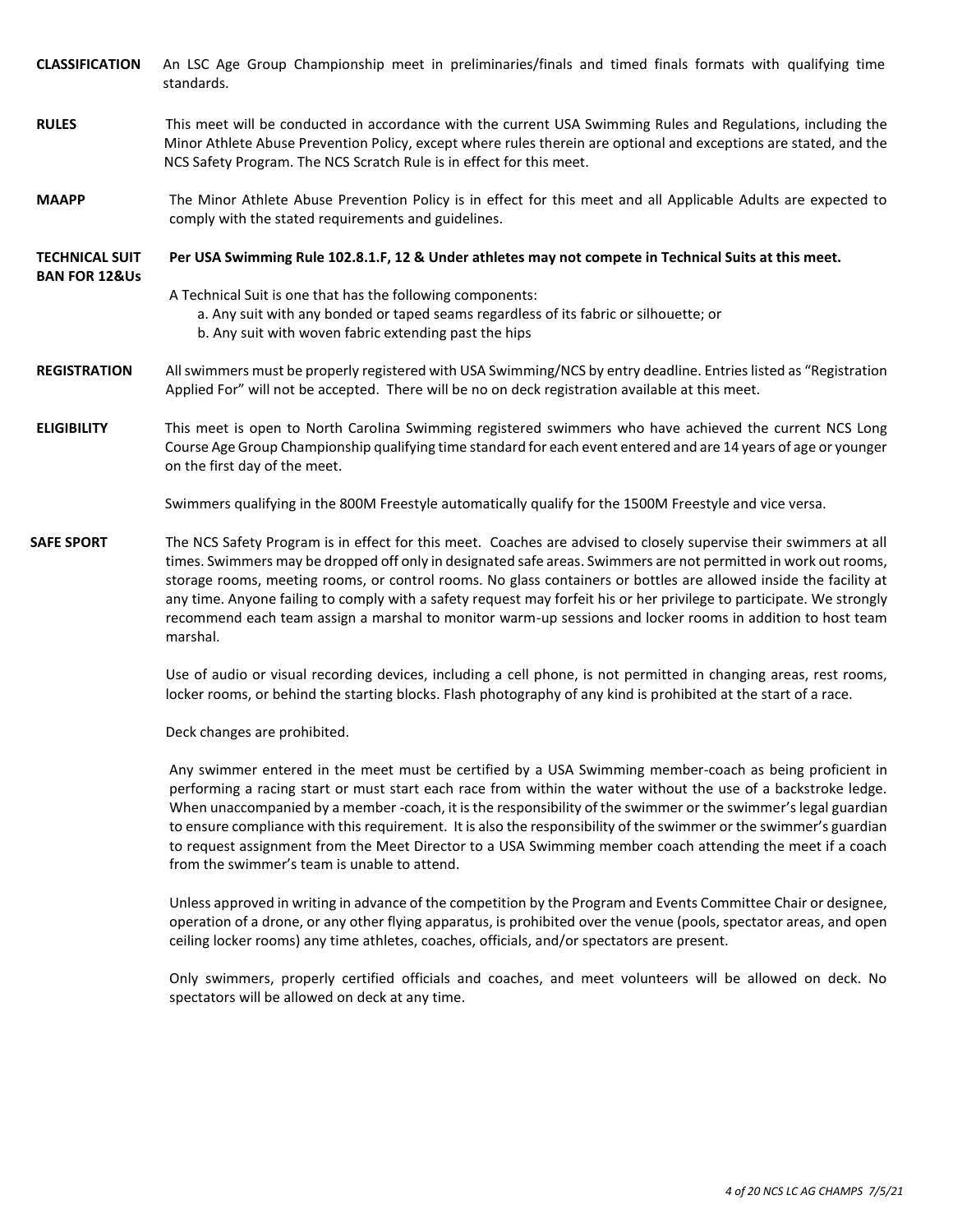**CLASSIFICATION** An LSC Age Group Championship meet in preliminaries/finals and timed finals formats with qualifying time standards.

**RULES** This meet will be conducted in accordance with the current USA Swimming Rules and Regulations, including the Minor Athlete Abuse Prevention Policy, except where rules therein are optional and exceptions are stated, and the NCS Safety Program. The NCS Scratch Rule is in effect for this meet.

**MAAPP** The Minor Athlete Abuse Prevention Policy is in effect for this meet and all Applicable Adults are expected to comply with the stated requirements and guidelines.

**TECHNICAL SUIT BAN FOR 12&Us** **Per USA Swimming Rule 102.8.1.F, 12 & Under athletes may not compete in Technical Suits at this meet.**

A Technical Suit is one that has the following components:

a. Any suit with any bonded or taped seams regardless of its fabric or silhouette; or
b. Any suit with woven fabric extending past the hips

**REGISTRATION** All swimmers must be properly registered with USA Swimming/NCS by entry deadline. Entries listed as "Registration Applied For" will not be accepted. There will be no on deck registration available at this meet.

**ELIGIBILITY** This meet is open to North Carolina Swimming registered swimmers who have achieved the current NCS Long Course Age Group Championship qualifying time standard for each event entered and are 14 years of age or younger on the first day of the meet.

Swimmers qualifying in the 800M Freestyle automatically qualify for the 1500M Freestyle and vice versa.

**SAFE SPORT** The NCS Safety Program is in effect for this meet. Coaches are advised to closely supervise their swimmers at all times. Swimmers may be dropped off only in designated safe areas. Swimmers are not permitted in work out rooms, storage rooms, meeting rooms, or control rooms. No glass containers or bottles are allowed inside the facility at any time. Anyone failing to comply with a safety request may forfeit his or her privilege to participate. We strongly recommend each team assign a marshal to monitor warm-up sessions and locker rooms in addition to host team marshal.

Use of audio or visual recording devices, including a cell phone, is not permitted in changing areas, rest rooms, locker rooms, or behind the starting blocks. Flash photography of any kind is prohibited at the start of a race.

Deck changes are prohibited.

Any swimmer entered in the meet must be certified by a USA Swimming member-coach as being proficient in performing a racing start or must start each race from within the water without the use of a backstroke ledge. When unaccompanied by a member -coach, it is the responsibility of the swimmer or the swimmer's legal guardian to ensure compliance with this requirement. It is also the responsibility of the swimmer or the swimmer's guardian to request assignment from the Meet Director to a USA Swimming member coach attending the meet if a coach from the swimmer's team is unable to attend.

Unless approved in writing in advance of the competition by the Program and Events Committee Chair or designee, operation of a drone, or any other flying apparatus, is prohibited over the venue (pools, spectator areas, and open ceiling locker rooms) any time athletes, coaches, officials, and/or spectators are present.

Only swimmers, properly certified officials and coaches, and meet volunteers will be allowed on deck. No spectators will be allowed on deck at any time.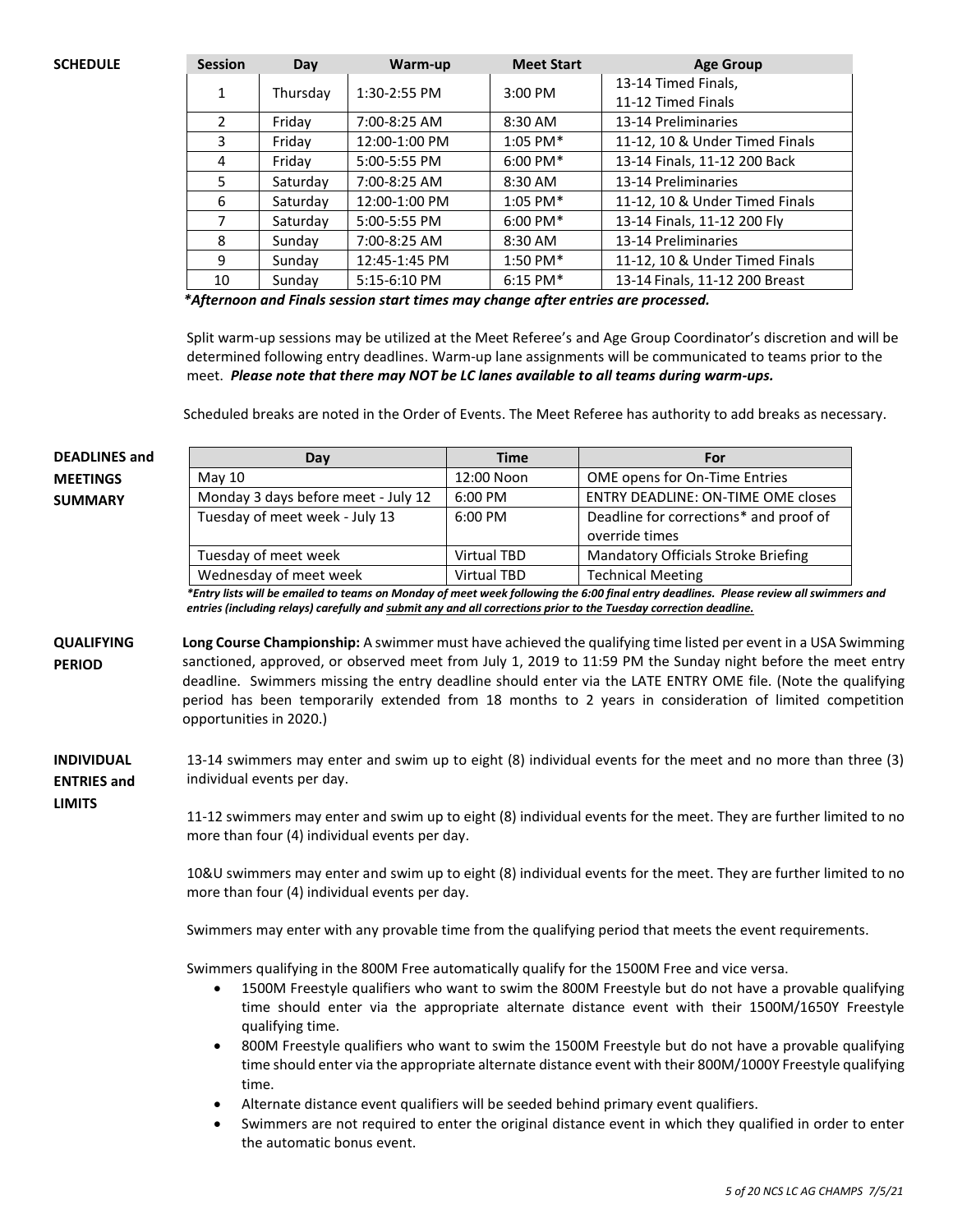**SCHEDULE**

| Session | Day | Warm-up | Meet Start | Age Group |
|---|---|---|---|---|
| 1 | Thursday | 1:30-2:55 PM | 3:00 PM | 13-14 Timed Finals, 11-12 Timed Finals |
| 2 | Friday | 7:00-8:25 AM | 8:30 AM | 13-14 Preliminaries |
| 3 | Friday | 12:00-1:00 PM | 1:05 PM* | 11-12, 10 & Under Timed Finals |
| 4 | Friday | 5:00-5:55 PM | 6:00 PM* | 13-14 Finals, 11-12 200 Back |
| 5 | Saturday | 7:00-8:25 AM | 8:30 AM | 13-14 Preliminaries |
| 6 | Saturday | 12:00-1:00 PM | 1:05 PM* | 11-12, 10 & Under Timed Finals |
| 7 | Saturday | 5:00-5:55 PM | 6:00 PM* | 13-14 Finals, 11-12 200 Fly |
| 8 | Sunday | 7:00-8:25 AM | 8:30 AM | 13-14 Preliminaries |
| 9 | Sunday | 12:45-1:45 PM | 1:50 PM* | 11-12, 10 & Under Timed Finals |
| 10 | Sunday | 5:15-6:10 PM | 6:15 PM* | 13-14 Finals, 11-12 200 Breast |

***Afternoon and Finals session start times may change after entries are processed.***

Split warm-up sessions may be utilized at the Meet Referee's and Age Group Coordinator's discretion and will be determined following entry deadlines. Warm-up lane assignments will be communicated to teams prior to the meet. ***Please note that there may NOT be LC lanes available to all teams during warm-ups.***

Scheduled breaks are noted in the Order of Events. The Meet Referee has authority to add breaks as necessary.

**DEADLINES and MEETINGS SUMMARY**

| Day | Time | For |
|---|---|---|
| May 10 | 12:00 Noon | OME opens for On-Time Entries |
| Monday 3 days before meet - July 12 | 6:00 PM | ENTRY DEADLINE: ON-TIME OME closes |
| Tuesday of meet week - July 13 | 6:00 PM | Deadline for corrections* and proof of override times |
| Tuesday of meet week | Virtual TBD | Mandatory Officials Stroke Briefing |
| Wednesday of meet week | Virtual TBD | Technical Meeting |

****Entry lists will be emailed to teams on Monday of meet week following the 6:00 final entry deadlines. Please review all swimmers and entries (including relays) carefully and submit any and all corrections prior to the Tuesday correction deadline.***

**QUALIFYING PERIOD**

**Long Course Championship:** A swimmer must have achieved the qualifying time listed per event in a USA Swimming sanctioned, approved, or observed meet from July 1, 2019 to 11:59 PM the Sunday night before the meet entry deadline. Swimmers missing the entry deadline should enter via the LATE ENTRY OME file. (Note the qualifying period has been temporarily extended from 18 months to 2 years in consideration of limited competition opportunities in 2020.)

**INDIVIDUAL ENTRIES and LIMITS**

13-14 swimmers may enter and swim up to eight (8) individual events for the meet and no more than three (3) individual events per day.

11-12 swimmers may enter and swim up to eight (8) individual events for the meet. They are further limited to no more than four (4) individual events per day.

10&U swimmers may enter and swim up to eight (8) individual events for the meet. They are further limited to no more than four (4) individual events per day.

Swimmers may enter with any provable time from the qualifying period that meets the event requirements.

Swimmers qualifying in the 800M Free automatically qualify for the 1500M Free and vice versa.

- 1500M Freestyle qualifiers who want to swim the 800M Freestyle but do not have a provable qualifying time should enter via the appropriate alternate distance event with their 1500M/1650Y Freestyle qualifying time.
- 800M Freestyle qualifiers who want to swim the 1500M Freestyle but do not have a provable qualifying time should enter via the appropriate alternate distance event with their 800M/1000Y Freestyle qualifying time.
- Alternate distance event qualifiers will be seeded behind primary event qualifiers.
- Swimmers are not required to enter the original distance event in which they qualified in order to enter the automatic bonus event.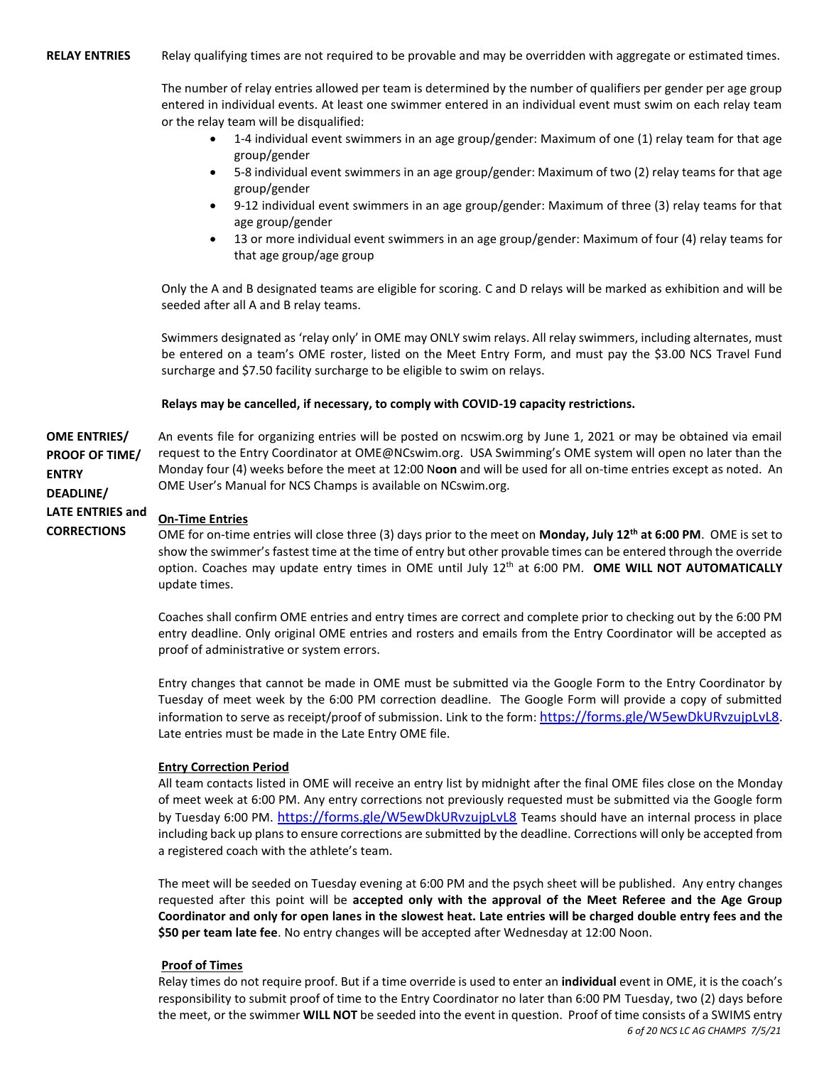**RELAY ENTRIES**

Relay qualifying times are not required to be provable and may be overridden with aggregate or estimated times.

The number of relay entries allowed per team is determined by the number of qualifiers per gender per age group entered in individual events. At least one swimmer entered in an individual event must swim on each relay team or the relay team will be disqualified:

- 1-4 individual event swimmers in an age group/gender: Maximum of one (1) relay team for that age group/gender
- 5-8 individual event swimmers in an age group/gender: Maximum of two (2) relay teams for that age group/gender
- 9-12 individual event swimmers in an age group/gender: Maximum of three (3) relay teams for that age group/gender
- 13 or more individual event swimmers in an age group/gender: Maximum of four (4) relay teams for that age group/age group

Only the A and B designated teams are eligible for scoring. C and D relays will be marked as exhibition and will be seeded after all A and B relay teams.

Swimmers designated as 'relay only' in OME may ONLY swim relays. All relay swimmers, including alternates, must be entered on a team's OME roster, listed on the Meet Entry Form, and must pay the $3.00 NCS Travel Fund surcharge and $7.50 facility surcharge to be eligible to swim on relays.

**Relays may be cancelled, if necessary, to comply with COVID-19 capacity restrictions.**

**OME ENTRIES/ PROOF OF TIME/ ENTRY DEADLINE/ LATE ENTRIES and CORRECTIONS**

An events file for organizing entries will be posted on ncswim.org by June 1, 2021 or may be obtained via email request to the Entry Coordinator at OME@NCswim.org. USA Swimming's OME system will open no later than the Monday four (4) weeks before the meet at 12:00 N**oon** and will be used for all on-time entries except as noted. An OME User's Manual for NCS Champs is available on NCswim.org.

**On-Time Entries**

OME for on-time entries will close three (3) days prior to the meet on **Monday, July 12th at 6:00 PM**. OME is set to show the swimmer's fastest time at the time of entry but other provable times can be entered through the override option. Coaches may update entry times in OME until July 12th at 6:00 PM. **OME WILL NOT AUTOMATICALLY** update times.

Coaches shall confirm OME entries and entry times are correct and complete prior to checking out by the 6:00 PM entry deadline. Only original OME entries and rosters and emails from the Entry Coordinator will be accepted as proof of administrative or system errors.

Entry changes that cannot be made in OME must be submitted via the Google Form to the Entry Coordinator by Tuesday of meet week by the 6:00 PM correction deadline. The Google Form will provide a copy of submitted information to serve as receipt/proof of submission. Link to the form: https://forms.gle/W5ewDkURvzujpLvL8. Late entries must be made in the Late Entry OME file.

**Entry Correction Period**

All team contacts listed in OME will receive an entry list by midnight after the final OME files close on the Monday of meet week at 6:00 PM. Any entry corrections not previously requested must be submitted via the Google form by Tuesday 6:00 PM. https://forms.gle/W5ewDkURvzujpLvL8 Teams should have an internal process in place including back up plans to ensure corrections are submitted by the deadline. Corrections will only be accepted from a registered coach with the athlete's team.

The meet will be seeded on Tuesday evening at 6:00 PM and the psych sheet will be published. Any entry changes requested after this point will be **accepted only with the approval of the Meet Referee and the Age Group Coordinator and only for open lanes in the slowest heat. Late entries will be charged double entry fees and the $50 per team late fee**. No entry changes will be accepted after Wednesday at 12:00 Noon.

**Proof of Times**

Relay times do not require proof. But if a time override is used to enter an **individual** event in OME, it is the coach's responsibility to submit proof of time to the Entry Coordinator no later than 6:00 PM Tuesday, two (2) days before the meet, or the swimmer **WILL NOT** be seeded into the event in question. Proof of time consists of a SWIMS entry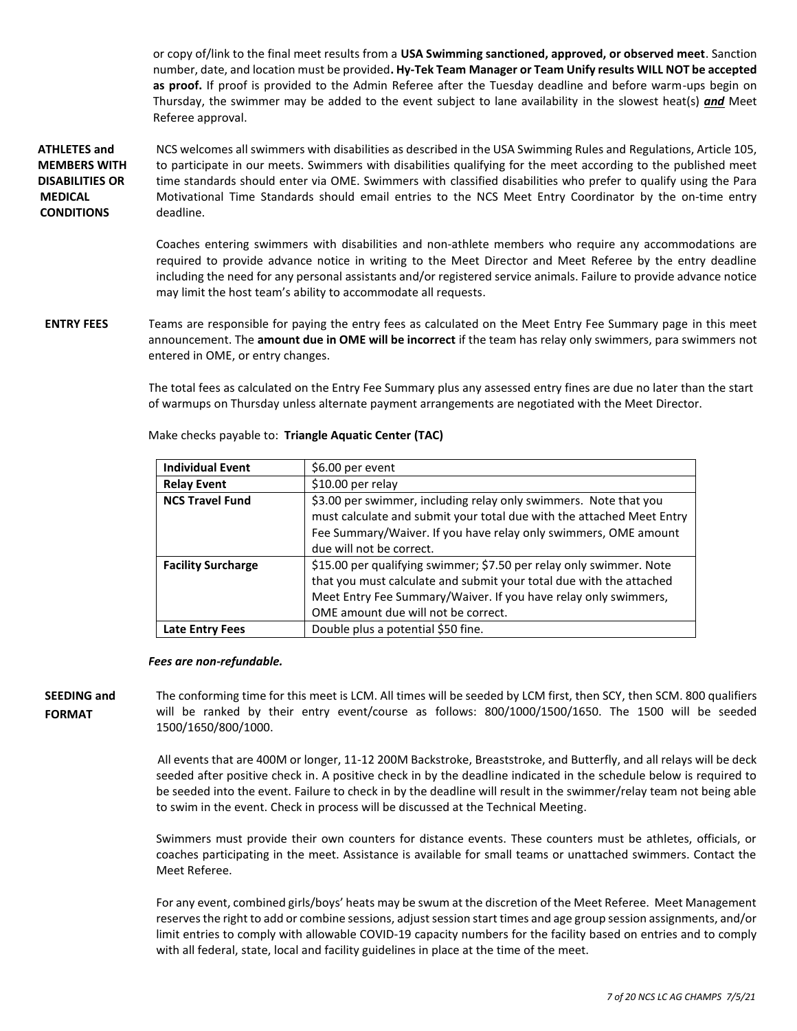or copy of/link to the final meet results from a **USA Swimming sanctioned, approved, or observed meet**. Sanction number, date, and location must be provided**. Hy-Tek Team Manager or Team Unify results WILL NOT be accepted as proof.** If proof is provided to the Admin Referee after the Tuesday deadline and before warm-ups begin on Thursday, the swimmer may be added to the event subject to lane availability in the slowest heat(s) ***and*** Meet Referee approval.

**ATHLETES and MEMBERS WITH DISABILITIES OR MEDICAL CONDITIONS**

NCS welcomes all swimmers with disabilities as described in the USA Swimming Rules and Regulations, Article 105, to participate in our meets. Swimmers with disabilities qualifying for the meet according to the published meet time standards should enter via OME. Swimmers with classified disabilities who prefer to qualify using the Para Motivational Time Standards should email entries to the NCS Meet Entry Coordinator by the on-time entry deadline.

Coaches entering swimmers with disabilities and non-athlete members who require any accommodations are required to provide advance notice in writing to the Meet Director and Meet Referee by the entry deadline including the need for any personal assistants and/or registered service animals. Failure to provide advance notice may limit the host team's ability to accommodate all requests.

**ENTRY FEES**

Teams are responsible for paying the entry fees as calculated on the Meet Entry Fee Summary page in this meet announcement. The **amount due in OME will be incorrect** if the team has relay only swimmers, para swimmers not entered in OME, or entry changes.

The total fees as calculated on the Entry Fee Summary plus any assessed entry fines are due no later than the start of warmups on Thursday unless alternate payment arrangements are negotiated with the Meet Director.

Make checks payable to: **Triangle Aquatic Center (TAC)**

| **Individual Event** | $6.00 per event |
|---|---|
| **Relay Event** | $10.00 per relay |
| **NCS Travel Fund** | $3.00 per swimmer, including relay only swimmers. Note that you must calculate and submit your total due with the attached Meet Entry Fee Summary/Waiver. If you have relay only swimmers, OME amount due will not be correct. |
| **Facility Surcharge** | $15.00 per qualifying swimmer; $7.50 per relay only swimmer. Note that you must calculate and submit your total due with the attached Meet Entry Fee Summary/Waiver. If you have relay only swimmers, OME amount due will not be correct. |
| **Late Entry Fees** | Double plus a potential $50 fine. |

***Fees are non-refundable.***

**SEEDING and FORMAT**

The conforming time for this meet is LCM. All times will be seeded by LCM first, then SCY, then SCM. 800 qualifiers will be ranked by their entry event/course as follows: 800/1000/1500/1650. The 1500 will be seeded 1500/1650/800/1000.

All events that are 400M or longer, 11-12 200M Backstroke, Breaststroke, and Butterfly, and all relays will be deck seeded after positive check in. A positive check in by the deadline indicated in the schedule below is required to be seeded into the event. Failure to check in by the deadline will result in the swimmer/relay team not being able to swim in the event. Check in process will be discussed at the Technical Meeting.

Swimmers must provide their own counters for distance events. These counters must be athletes, officials, or coaches participating in the meet. Assistance is available for small teams or unattached swimmers. Contact the Meet Referee.

For any event, combined girls/boys' heats may be swum at the discretion of the Meet Referee. Meet Management reserves the right to add or combine sessions, adjust session start times and age group session assignments, and/or limit entries to comply with allowable COVID-19 capacity numbers for the facility based on entries and to comply with all federal, state, local and facility guidelines in place at the time of the meet.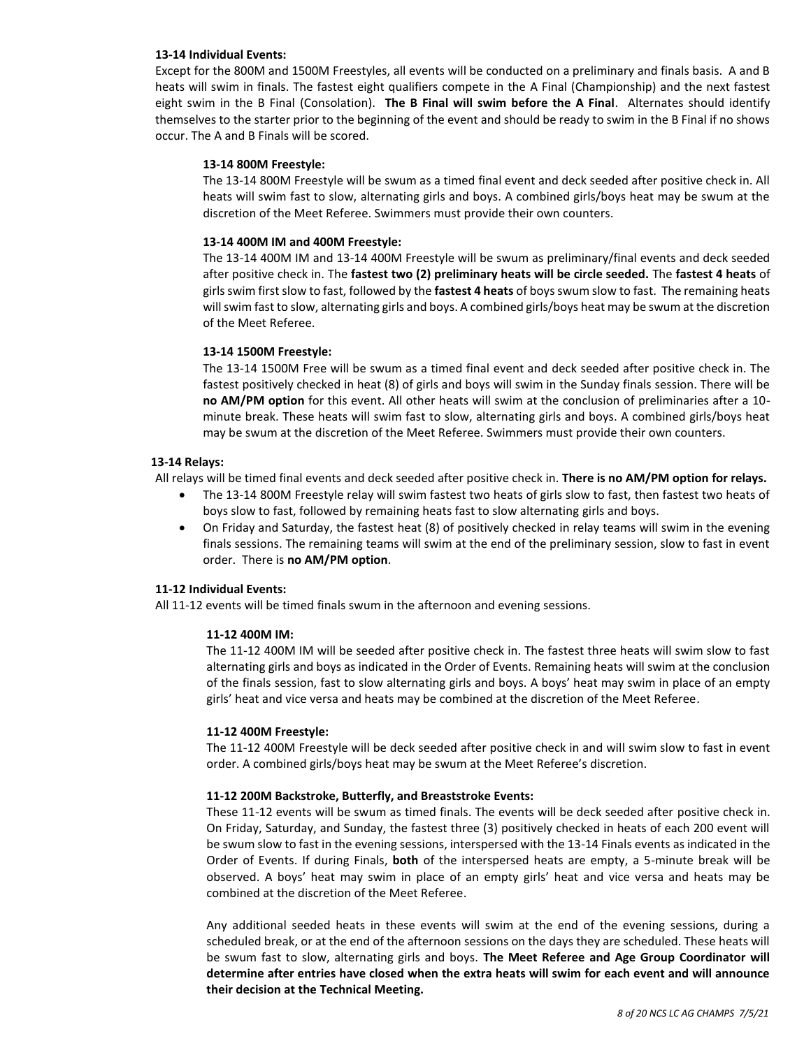**13-14 Individual Events:**

Except for the 800M and 1500M Freestyles, all events will be conducted on a preliminary and finals basis. A and B heats will swim in finals. The fastest eight qualifiers compete in the A Final (Championship) and the next fastest eight swim in the B Final (Consolation). **The B Final will swim before the A Final**. Alternates should identify themselves to the starter prior to the beginning of the event and should be ready to swim in the B Final if no shows occur. The A and B Finals will be scored.

**13-14 800M Freestyle:**

The 13-14 800M Freestyle will be swum as a timed final event and deck seeded after positive check in. All heats will swim fast to slow, alternating girls and boys. A combined girls/boys heat may be swum at the discretion of the Meet Referee. Swimmers must provide their own counters.

**13-14 400M IM and 400M Freestyle:**

The 13-14 400M IM and 13-14 400M Freestyle will be swum as preliminary/final events and deck seeded after positive check in. The **fastest two (2) preliminary heats will be circle seeded.** The **fastest 4 heats** of girls swim first slow to fast, followed by the **fastest 4 heats** of boys swum slow to fast. The remaining heats will swim fast to slow, alternating girls and boys. A combined girls/boys heat may be swum at the discretion of the Meet Referee.

**13-14 1500M Freestyle:**

The 13-14 1500M Free will be swum as a timed final event and deck seeded after positive check in. The fastest positively checked in heat (8) of girls and boys will swim in the Sunday finals session. There will be **no AM/PM option** for this event. All other heats will swim at the conclusion of preliminaries after a 10-minute break. These heats will swim fast to slow, alternating girls and boys. A combined girls/boys heat may be swum at the discretion of the Meet Referee. Swimmers must provide their own counters.

**13-14 Relays:**

All relays will be timed final events and deck seeded after positive check in. **There is no AM/PM option for relays.**

- The 13-14 800M Freestyle relay will swim fastest two heats of girls slow to fast, then fastest two heats of boys slow to fast, followed by remaining heats fast to slow alternating girls and boys.
- On Friday and Saturday, the fastest heat (8) of positively checked in relay teams will swim in the evening finals sessions. The remaining teams will swim at the end of the preliminary session, slow to fast in event order. There is **no AM/PM option**.

**11-12 Individual Events:**

All 11-12 events will be timed finals swum in the afternoon and evening sessions.

**11-12 400M IM:**

The 11-12 400M IM will be seeded after positive check in. The fastest three heats will swim slow to fast alternating girls and boys as indicated in the Order of Events. Remaining heats will swim at the conclusion of the finals session, fast to slow alternating girls and boys. A boys' heat may swim in place of an empty girls' heat and vice versa and heats may be combined at the discretion of the Meet Referee.

**11-12 400M Freestyle:**

The 11-12 400M Freestyle will be deck seeded after positive check in and will swim slow to fast in event order. A combined girls/boys heat may be swum at the Meet Referee's discretion.

**11-12 200M Backstroke, Butterfly, and Breaststroke Events:**

These 11-12 events will be swum as timed finals. The events will be deck seeded after positive check in. On Friday, Saturday, and Sunday, the fastest three (3) positively checked in heats of each 200 event will be swum slow to fast in the evening sessions, interspersed with the 13-14 Finals events as indicated in the Order of Events. If during Finals, **both** of the interspersed heats are empty, a 5-minute break will be observed. A boys' heat may swim in place of an empty girls' heat and vice versa and heats may be combined at the discretion of the Meet Referee.

Any additional seeded heats in these events will swim at the end of the evening sessions, during a scheduled break, or at the end of the afternoon sessions on the days they are scheduled. These heats will be swum fast to slow, alternating girls and boys. **The Meet Referee and Age Group Coordinator will determine after entries have closed when the extra heats will swim for each event and will announce their decision at the Technical Meeting.**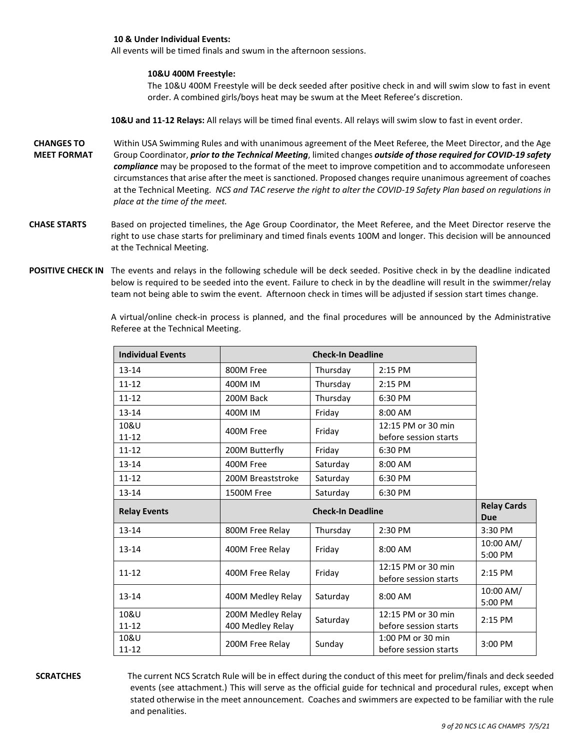**10 & Under Individual Events:**
All events will be timed finals and swum in the afternoon sessions.

**10&U 400M Freestyle:**
The 10&U 400M Freestyle will be deck seeded after positive check in and will swim slow to fast in event order. A combined girls/boys heat may be swum at the Meet Referee's discretion.

**10&U and 11-12 Relays:** All relays will be timed final events. All relays will swim slow to fast in event order.

**CHANGES TO MEET FORMAT** Within USA Swimming Rules and with unanimous agreement of the Meet Referee, the Meet Director, and the Age Group Coordinator, ***prior to the Technical Meeting***, limited changes ***outside of those required for COVID-19 safety compliance*** may be proposed to the format of the meet to improve competition and to accommodate unforeseen circumstances that arise after the meet is sanctioned. Proposed changes require unanimous agreement of coaches at the Technical Meeting. *NCS and TAC reserve the right to alter the COVID-19 Safety Plan based on regulations in place at the time of the meet.*

**CHASE STARTS** Based on projected timelines, the Age Group Coordinator, the Meet Referee, and the Meet Director reserve the right to use chase starts for preliminary and timed finals events 100M and longer. This decision will be announced at the Technical Meeting.

**POSITIVE CHECK IN** The events and relays in the following schedule will be deck seeded. Positive check in by the deadline indicated below is required to be seeded into the event. Failure to check in by the deadline will result in the swimmer/relay team not being able to swim the event. Afternoon check in times will be adjusted if session start times change.

A virtual/online check-in process is planned, and the final procedures will be announced by the Administrative Referee at the Technical Meeting.

| **Individual Events** | **Check-In Deadline** | | | |
|---|---|---|---|---|
| 13-14 | 800M Free | Thursday | 2:15 PM | |
| 11-12 | 400M IM | Thursday | 2:15 PM | |
| 11-12 | 200M Back | Thursday | 6:30 PM | |
| 13-14 | 400M IM | Friday | 8:00 AM | |
| 10&U 11-12 | 400M Free | Friday | 12:15 PM or 30 min before session starts | |
| 11-12 | 200M Butterfly | Friday | 6:30 PM | |
| 13-14 | 400M Free | Saturday | 8:00 AM | |
| 11-12 | 200M Breaststroke | Saturday | 6:30 PM | |
| 13-14 | 1500M Free | Saturday | 6:30 PM | |
| **Relay Events** | **Check-In Deadline** | | | **Relay Cards Due** |
| 13-14 | 800M Free Relay | Thursday | 2:30 PM | 3:30 PM |
| 13-14 | 400M Free Relay | Friday | 8:00 AM | 10:00 AM/ 5:00 PM |
| 11-12 | 400M Free Relay | Friday | 12:15 PM or 30 min before session starts | 2:15 PM |
| 13-14 | 400M Medley Relay | Saturday | 8:00 AM | 10:00 AM/ 5:00 PM |
| 10&U 11-12 | 200M Medley Relay 400 Medley Relay | Saturday | 12:15 PM or 30 min before session starts | 2:15 PM |
| 10&U 11-12 | 200M Free Relay | Sunday | 1:00 PM or 30 min before session starts | 3:00 PM |

**SCRATCHES** The current NCS Scratch Rule will be in effect during the conduct of this meet for prelim/finals and deck seeded events (see attachment.) This will serve as the official guide for technical and procedural rules, except when stated otherwise in the meet announcement. Coaches and swimmers are expected to be familiar with the rule and penalities.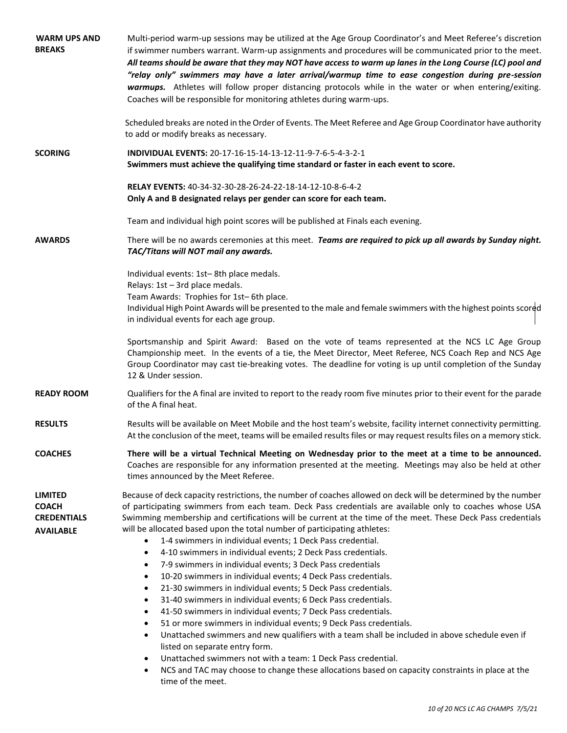**WARM UPS AND BREAKS**

Multi-period warm-up sessions may be utilized at the Age Group Coordinator's and Meet Referee's discretion if swimmer numbers warrant. Warm-up assignments and procedures will be communicated prior to the meet. ***All teams should be aware that they may NOT have access to warm up lanes in the Long Course (LC) pool and "relay only" swimmers may have a later arrival/warmup time to ease congestion during pre-session warmups.*** Athletes will follow proper distancing protocols while in the water or when entering/exiting. Coaches will be responsible for monitoring athletes during warm-ups.

Scheduled breaks are noted in the Order of Events. The Meet Referee and Age Group Coordinator have authority to add or modify breaks as necessary.

**SCORING**

**INDIVIDUAL EVENTS:** 20-17-16-15-14-13-12-11-9-7-6-5-4-3-2-1
**Swimmers must achieve the qualifying time standard or faster in each event to score.**

**RELAY EVENTS:** 40-34-32-30-28-26-24-22-18-14-12-10-8-6-4-2
**Only A and B designated relays per gender can score for each team.**

Team and individual high point scores will be published at Finals each evening.

**AWARDS**

There will be no awards ceremonies at this meet. ***Teams are required to pick up all awards by Sunday night. TAC/Titans will NOT mail any awards.***

Individual events: 1st– 8th place medals.
Relays: 1st – 3rd place medals.
Team Awards: Trophies for 1st– 6th place.
Individual High Point Awards will be presented to the male and female swimmers with the highest points scored in individual events for each age group.

Sportsmanship and Spirit Award: Based on the vote of teams represented at the NCS LC Age Group Championship meet. In the events of a tie, the Meet Director, Meet Referee, NCS Coach Rep and NCS Age Group Coordinator may cast tie-breaking votes. The deadline for voting is up until completion of the Sunday 12 & Under session.

**READY ROOM**

Qualifiers for the A final are invited to report to the ready room five minutes prior to their event for the parade of the A final heat.

**RESULTS**

Results will be available on Meet Mobile and the host team's website, facility internet connectivity permitting. At the conclusion of the meet, teams will be emailed results files or may request results files on a memory stick.

**COACHES**

**There will be a virtual Technical Meeting on Wednesday prior to the meet at a time to be announced.** Coaches are responsible for any information presented at the meeting. Meetings may also be held at other times announced by the Meet Referee.

**LIMITED COACH CREDENTIALS AVAILABLE**

Because of deck capacity restrictions, the number of coaches allowed on deck will be determined by the number of participating swimmers from each team. Deck Pass credentials are available only to coaches whose USA Swimming membership and certifications will be current at the time of the meet. These Deck Pass credentials will be allocated based upon the total number of participating athletes:

- 1-4 swimmers in individual events; 1 Deck Pass credential.
- 4-10 swimmers in individual events; 2 Deck Pass credentials.
- 7-9 swimmers in individual events; 3 Deck Pass credentials
- 10-20 swimmers in individual events; 4 Deck Pass credentials.
- 21-30 swimmers in individual events; 5 Deck Pass credentials.
- 31-40 swimmers in individual events; 6 Deck Pass credentials.
- 41-50 swimmers in individual events; 7 Deck Pass credentials.
- 51 or more swimmers in individual events; 9 Deck Pass credentials.
- Unattached swimmers and new qualifiers with a team shall be included in above schedule even if listed on separate entry form.
- Unattached swimmers not with a team: 1 Deck Pass credential.
- NCS and TAC may choose to change these allocations based on capacity constraints in place at the time of the meet.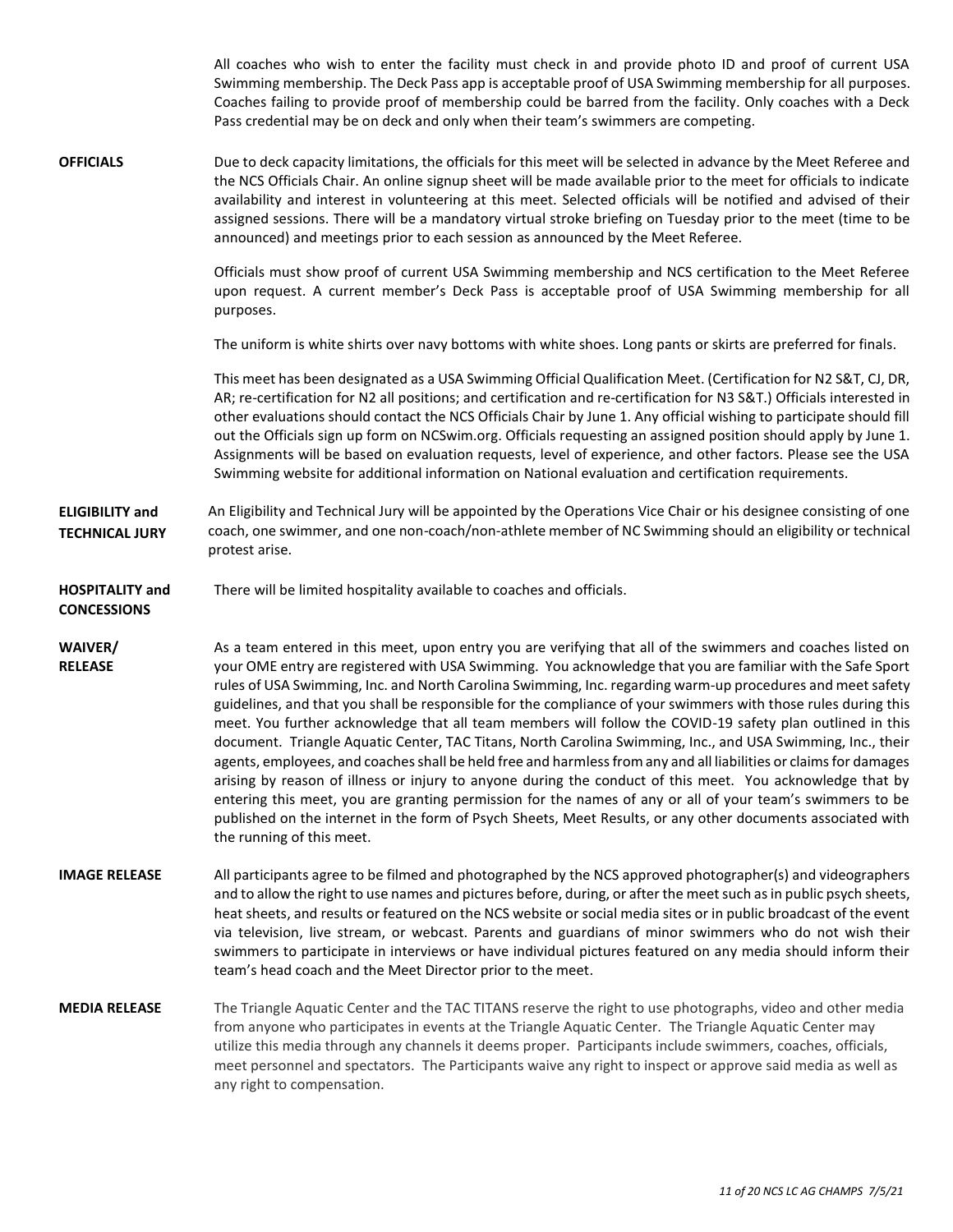All coaches who wish to enter the facility must check in and provide photo ID and proof of current USA Swimming membership. The Deck Pass app is acceptable proof of USA Swimming membership for all purposes. Coaches failing to provide proof of membership could be barred from the facility. Only coaches with a Deck Pass credential may be on deck and only when their team's swimmers are competing.

**OFFICIALS**

Due to deck capacity limitations, the officials for this meet will be selected in advance by the Meet Referee and the NCS Officials Chair. An online signup sheet will be made available prior to the meet for officials to indicate availability and interest in volunteering at this meet. Selected officials will be notified and advised of their assigned sessions. There will be a mandatory virtual stroke briefing on Tuesday prior to the meet (time to be announced) and meetings prior to each session as announced by the Meet Referee.

Officials must show proof of current USA Swimming membership and NCS certification to the Meet Referee upon request. A current member's Deck Pass is acceptable proof of USA Swimming membership for all purposes.

The uniform is white shirts over navy bottoms with white shoes. Long pants or skirts are preferred for finals.

This meet has been designated as a USA Swimming Official Qualification Meet. (Certification for N2 S&T, CJ, DR, AR; re-certification for N2 all positions; and certification and re-certification for N3 S&T.) Officials interested in other evaluations should contact the NCS Officials Chair by June 1. Any official wishing to participate should fill out the Officials sign up form on NCSwim.org. Officials requesting an assigned position should apply by June 1. Assignments will be based on evaluation requests, level of experience, and other factors. Please see the USA Swimming website for additional information on National evaluation and certification requirements.

**ELIGIBILITY and TECHNICAL JURY**

An Eligibility and Technical Jury will be appointed by the Operations Vice Chair or his designee consisting of one coach, one swimmer, and one non-coach/non-athlete member of NC Swimming should an eligibility or technical protest arise.

**HOSPITALITY and CONCESSIONS**

There will be limited hospitality available to coaches and officials.

**WAIVER/ RELEASE**

As a team entered in this meet, upon entry you are verifying that all of the swimmers and coaches listed on your OME entry are registered with USA Swimming. You acknowledge that you are familiar with the Safe Sport rules of USA Swimming, Inc. and North Carolina Swimming, Inc. regarding warm-up procedures and meet safety guidelines, and that you shall be responsible for the compliance of your swimmers with those rules during this meet. You further acknowledge that all team members will follow the COVID-19 safety plan outlined in this document. Triangle Aquatic Center, TAC Titans, North Carolina Swimming, Inc., and USA Swimming, Inc., their agents, employees, and coaches shall be held free and harmless from any and all liabilities or claims for damages arising by reason of illness or injury to anyone during the conduct of this meet. You acknowledge that by entering this meet, you are granting permission for the names of any or all of your team's swimmers to be published on the internet in the form of Psych Sheets, Meet Results, or any other documents associated with the running of this meet.

**IMAGE RELEASE**

All participants agree to be filmed and photographed by the NCS approved photographer(s) and videographers and to allow the right to use names and pictures before, during, or after the meet such as in public psych sheets, heat sheets, and results or featured on the NCS website or social media sites or in public broadcast of the event via television, live stream, or webcast. Parents and guardians of minor swimmers who do not wish their swimmers to participate in interviews or have individual pictures featured on any media should inform their team's head coach and the Meet Director prior to the meet.

**MEDIA RELEASE**

The Triangle Aquatic Center and the TAC TITANS reserve the right to use photographs, video and other media from anyone who participates in events at the Triangle Aquatic Center. The Triangle Aquatic Center may utilize this media through any channels it deems proper. Participants include swimmers, coaches, officials, meet personnel and spectators. The Participants waive any right to inspect or approve said media as well as any right to compensation.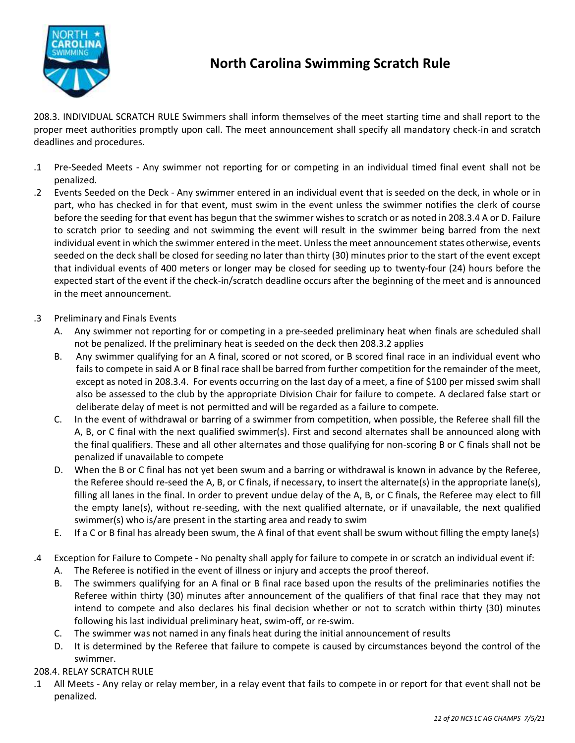# North Carolina Swimming Scratch Rule

208.3. INDIVIDUAL SCRATCH RULE Swimmers shall inform themselves of the meet starting time and shall report to the proper meet authorities promptly upon call. The meet announcement shall specify all mandatory check-in and scratch deadlines and procedures.

.1 Pre-Seeded Meets - Any swimmer not reporting for or competing in an individual timed final event shall not be penalized.

.2 Events Seeded on the Deck - Any swimmer entered in an individual event that is seeded on the deck, in whole or in part, who has checked in for that event, must swim in the event unless the swimmer notifies the clerk of course before the seeding for that event has begun that the swimmer wishes to scratch or as noted in 208.3.4 A or D. Failure to scratch prior to seeding and not swimming the event will result in the swimmer being barred from the next individual event in which the swimmer entered in the meet. Unless the meet announcement states otherwise, events seeded on the deck shall be closed for seeding no later than thirty (30) minutes prior to the start of the event except that individual events of 400 meters or longer may be closed for seeding up to twenty-four (24) hours before the expected start of the event if the check-in/scratch deadline occurs after the beginning of the meet and is announced in the meet announcement.

.3 Preliminary and Finals Events

A. Any swimmer not reporting for or competing in a pre-seeded preliminary heat when finals are scheduled shall not be penalized. If the preliminary heat is seeded on the deck then 208.3.2 applies

B. Any swimmer qualifying for an A final, scored or not scored, or B scored final race in an individual event who fails to compete in said A or B final race shall be barred from further competition for the remainder of the meet, except as noted in 208.3.4. For events occurring on the last day of a meet, a fine of $100 per missed swim shall also be assessed to the club by the appropriate Division Chair for failure to compete. A declared false start or deliberate delay of meet is not permitted and will be regarded as a failure to compete.

C. In the event of withdrawal or barring of a swimmer from competition, when possible, the Referee shall fill the A, B, or C final with the next qualified swimmer(s). First and second alternates shall be announced along with the final qualifiers. These and all other alternates and those qualifying for non-scoring B or C finals shall not be penalized if unavailable to compete

D. When the B or C final has not yet been swum and a barring or withdrawal is known in advance by the Referee, the Referee should re-seed the A, B, or C finals, if necessary, to insert the alternate(s) in the appropriate lane(s), filling all lanes in the final. In order to prevent undue delay of the A, B, or C finals, the Referee may elect to fill the empty lane(s), without re-seeding, with the next qualified alternate, or if unavailable, the next qualified swimmer(s) who is/are present in the starting area and ready to swim

E. If a C or B final has already been swum, the A final of that event shall be swum without filling the empty lane(s)

.4 Exception for Failure to Compete - No penalty shall apply for failure to compete in or scratch an individual event if:

A. The Referee is notified in the event of illness or injury and accepts the proof thereof.

B. The swimmers qualifying for an A final or B final race based upon the results of the preliminaries notifies the Referee within thirty (30) minutes after announcement of the qualifiers of that final race that they may not intend to compete and also declares his final decision whether or not to scratch within thirty (30) minutes following his last individual preliminary heat, swim-off, or re-swim.

C. The swimmer was not named in any finals heat during the initial announcement of results

D. It is determined by the Referee that failure to compete is caused by circumstances beyond the control of the swimmer.

208.4. RELAY SCRATCH RULE

.1 All Meets - Any relay or relay member, in a relay event that fails to compete in or report for that event shall not be penalized.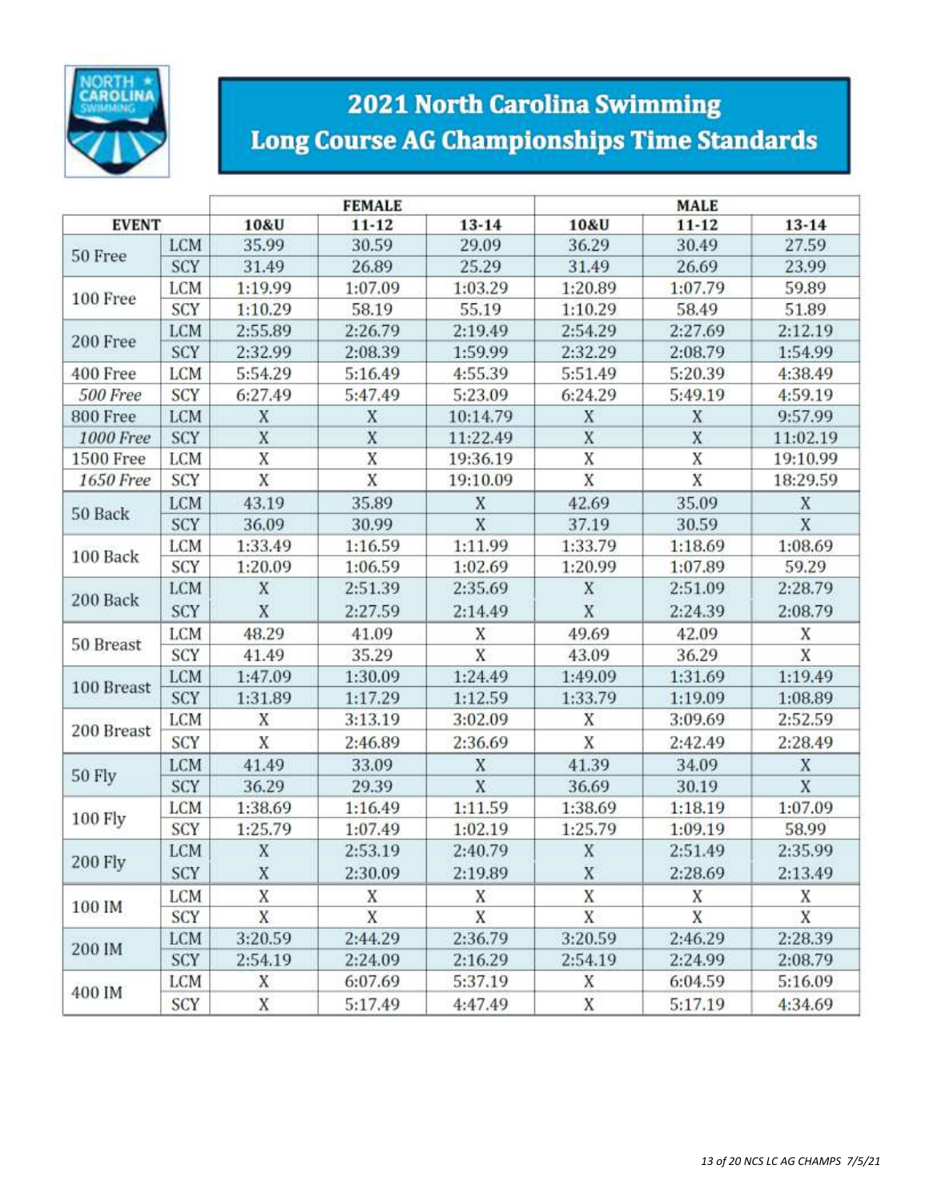# 2021 North Carolina Swimming Long Course AG Championships Time Standards

| EVENT | | FEMALE | | | MALE | | |
|---|---|---|---|---|---|---|---|
| | | 10&U | 11-12 | 13-14 | 10&U | 11-12 | 13-14 |
| 50 Free | LCM | 35.99 | 30.59 | 29.09 | 36.29 | 30.49 | 27.59 |
| | SCY | 31.49 | 26.89 | 25.29 | 31.49 | 26.69 | 23.99 |
| 100 Free | LCM | 1:19.99 | 1:07.09 | 1:03.29 | 1:20.89 | 1:07.79 | 59.89 |
| | SCY | 1:10.29 | 58.19 | 55.19 | 1:10.29 | 58.49 | 51.89 |
| 200 Free | LCM | 2:55.89 | 2:26.79 | 2:19.49 | 2:54.29 | 2:27.69 | 2:12.19 |
| | SCY | 2:32.99 | 2:08.39 | 1:59.99 | 2:32.29 | 2:08.79 | 1:54.99 |
| 400 Free | LCM | 5:54.29 | 5:16.49 | 4:55.39 | 5:51.49 | 5:20.39 | 4:38.49 |
| *500 Free* | SCY | 6:27.49 | 5:47.49 | 5:23.09 | 6:24.29 | 5:49.19 | 4:59.19 |
| 800 Free | LCM | X | X | 10:14.79 | X | X | 9:57.99 |
| *1000 Free* | SCY | X | X | 11:22.49 | X | X | 11:02.19 |
| 1500 Free | LCM | X | X | 19:36.19 | X | X | 19:10.99 |
| *1650 Free* | SCY | X | X | 19:10.09 | X | X | 18:29.59 |
| 50 Back | LCM | 43.19 | 35.89 | X | 42.69 | 35.09 | X |
| | SCY | 36.09 | 30.99 | X | 37.19 | 30.59 | X |
| 100 Back | LCM | 1:33.49 | 1:16.59 | 1:11.99 | 1:33.79 | 1:18.69 | 1:08.69 |
| | SCY | 1:20.09 | 1:06.59 | 1:02.69 | 1:20.99 | 1:07.89 | 59.29 |
| 200 Back | LCM | X | 2:51.39 | 2:35.69 | X | 2:51.09 | 2:28.79 |
| | SCY | X | 2:27.59 | 2:14.49 | X | 2:24.39 | 2:08.79 |
| 50 Breast | LCM | 48.29 | 41.09 | X | 49.69 | 42.09 | X |
| | SCY | 41.49 | 35.29 | X | 43.09 | 36.29 | X |
| 100 Breast | LCM | 1:47.09 | 1:30.09 | 1:24.49 | 1:49.09 | 1:31.69 | 1:19.49 |
| | SCY | 1:31.89 | 1:17.29 | 1:12.59 | 1:33.79 | 1:19.09 | 1:08.89 |
| 200 Breast | LCM | X | 3:13.19 | 3:02.09 | X | 3:09.69 | 2:52.59 |
| | SCY | X | 2:46.89 | 2:36.69 | X | 2:42.49 | 2:28.49 |
| 50 Fly | LCM | 41.49 | 33.09 | X | 41.39 | 34.09 | X |
| | SCY | 36.29 | 29.39 | X | 36.69 | 30.19 | X |
| 100 Fly | LCM | 1:38.69 | 1:16.49 | 1:11.59 | 1:38.69 | 1:18.19 | 1:07.09 |
| | SCY | 1:25.79 | 1:07.49 | 1:02.19 | 1:25.79 | 1:09.19 | 58.99 |
| 200 Fly | LCM | X | 2:53.19 | 2:40.79 | X | 2:51.49 | 2:35.99 |
| | SCY | X | 2:30.09 | 2:19.89 | X | 2:28.69 | 2:13.49 |
| 100 IM | LCM | X | X | X | X | X | X |
| | SCY | X | X | X | X | X | X |
| 200 IM | LCM | 3:20.59 | 2:44.29 | 2:36.79 | 3:20.59 | 2:46.29 | 2:28.39 |
| | SCY | 2:54.19 | 2:24.09 | 2:16.29 | 2:54.19 | 2:24.99 | 2:08.79 |
| 400 IM | LCM | X | 6:07.69 | 5:37.19 | X | 6:04.59 | 5:16.09 |
| | SCY | X | 5:17.49 | 4:47.49 | X | 5:17.19 | 4:34.69 |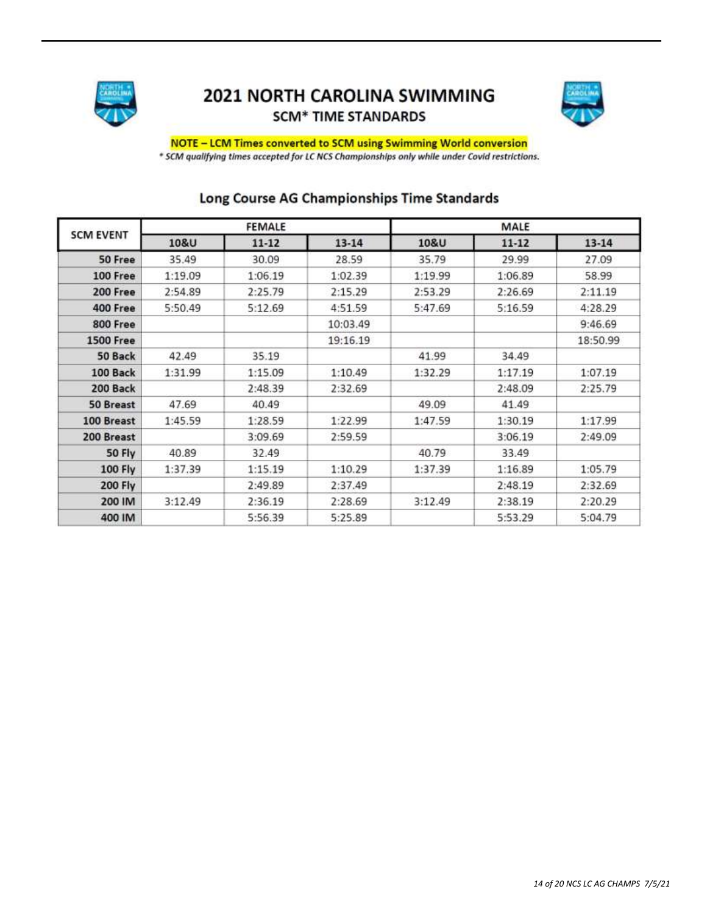# 2021 NORTH CAROLINA SWIMMING

## SCM* TIME STANDARDS

**NOTE – LCM Times converted to SCM using Swimming World conversion**

*\* SCM qualifying times accepted for LC NCS Championships only while under Covid restrictions.*

### Long Course AG Championships Time Standards

| SCM EVENT | FEMALE | | | MALE | | |
|---|---|---|---|---|---|---|
| | 10&U | 11-12 | 13-14 | 10&U | 11-12 | 13-14 |
| 50 Free | 35.49 | 30.09 | 28.59 | 35.79 | 29.99 | 27.09 |
| 100 Free | 1:19.09 | 1:06.19 | 1:02.39 | 1:19.99 | 1:06.89 | 58.99 |
| 200 Free | 2:54.89 | 2:25.79 | 2:15.29 | 2:53.29 | 2:26.69 | 2:11.19 |
| 400 Free | 5:50.49 | 5:12.69 | 4:51.59 | 5:47.69 | 5:16.59 | 4:28.29 |
| 800 Free | | | 10:03.49 | | | 9:46.69 |
| 1500 Free | | | 19:16.19 | | | 18:50.99 |
| 50 Back | 42.49 | 35.19 | | 41.99 | 34.49 | |
| 100 Back | 1:31.99 | 1:15.09 | 1:10.49 | 1:32.29 | 1:17.19 | 1:07.19 |
| 200 Back | | 2:48.39 | 2:32.69 | | 2:48.09 | 2:25.79 |
| 50 Breast | 47.69 | 40.49 | | 49.09 | 41.49 | |
| 100 Breast | 1:45.59 | 1:28.59 | 1:22.99 | 1:47.59 | 1:30.19 | 1:17.99 |
| 200 Breast | | 3:09.69 | 2:59.59 | | 3:06.19 | 2:49.09 |
| 50 Fly | 40.89 | 32.49 | | 40.79 | 33.49 | |
| 100 Fly | 1:37.39 | 1:15.19 | 1:10.29 | 1:37.39 | 1:16.89 | 1:05.79 |
| 200 Fly | | 2:49.89 | 2:37.49 | | 2:48.19 | 2:32.69 |
| 200 IM | 3:12.49 | 2:36.19 | 2:28.69 | 3:12.49 | 2:38.19 | 2:20.29 |
| 400 IM | | 5:56.39 | 5:25.89 | | 5:53.29 | 5:04.79 |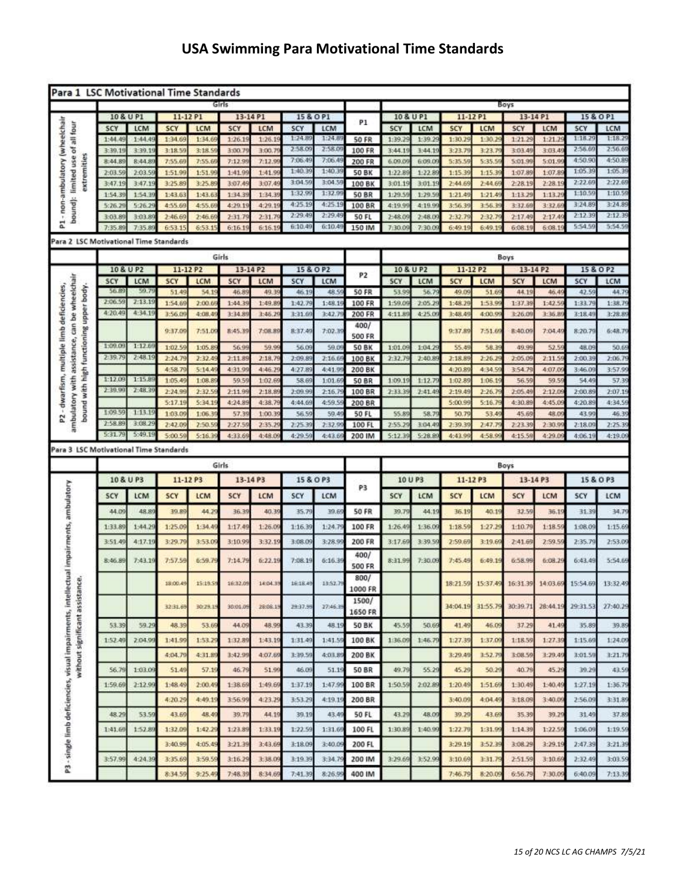# USA Swimming Para Motivational Time Standards

## Para 1 LSC Motivational Time Standards

P1 - non-ambulatory (wheelchair bound): limited use of all four extremities

| Girls | | | | | | | | P1 | Boys | | | | | | | |
|---|---|---|---|---|---|---|---|---|---|---|---|---|---|---|---|---|
| 10 & U P1 | | 11-12 P1 | | 13-14 P1 | | 15 & O P1 | | | 10 & U P1 | | 11-12 P1 | | 13-14 P1 | | 15 & O P1 | |
| SCY | LCM | SCY | LCM | SCY | LCM | SCY | LCM | | SCY | LCM | SCY | LCM | SCY | LCM | SCY | LCM |
| 1:44.49 | 1:44.49 | 1:34.69 | 1:34.69 | 1:26.19 | 1:26.19 | 1:24.89 | 1:24.89 | 50 FR | 1:39.29 | 1:39.29 | 1:30.29 | 1:30.29 | 1:21.29 | 1:21.29 | 1:18.29 | 1:18.29 |
| 3:39.19 | 3:39.19 | 3:18.59 | 3:18.59 | 3:00.79 | 3:00.79 | 2:58.09 | 2:58.09 | 100 FR | 3:44.19 | 3:44.19 | 3:23.79 | 3:23.79 | 3:03.49 | 3:03.49 | 2:56.69 | 2:56.69 |
| 8:44.89 | 8:44.89 | 7:55.69 | 7:55.69 | 7:12.99 | 7:12.99 | 7:06.49 | 7:06.49 | 200 FR | 6:09.09 | 6:09.09 | 5:35.59 | 5:35.59 | 5:01.99 | 5:01.99 | 4:50.90 | 4:50.89 |
| 2:03.59 | 2:03.59 | 1:51.99 | 1:51.99 | 1:41.99 | 1:41.99 | 1:40.39 | 1:40.39 | 50 BK | 1:22.89 | 1:22.89 | 1:15.39 | 1:15.39 | 1:07.89 | 1:07.89 | 1:05.39 | 1:05.39 |
| 3:47.19 | 3:47.19 | 3:25.89 | 3:25.89 | 3:07.49 | 3:07.49 | 3:04.59 | 3:04.59 | 100 BK | 3:01.19 | 3:01.19 | 2:44.69 | 2:44.69 | 2:28.19 | 2:28.19 | 2:22.69 | 2:22.69 |
| 1:54.39 | 1:54.39 | 1:43.63 | 1:43.63 | 1:34.39 | 1:34.39 | 1:32.99 | 1:32.99 | 50 BR | 1:29.59 | 1:29.59 | 1:21.49 | 1:21.49 | 1:13.29 | 1:13.29 | 1:10.59 | 1:10.59 |
| 5:26.29 | 5:26.29 | 4:55.69 | 4:55.69 | 4:29.19 | 4:29.19 | 4:25.19 | 4:25.19 | 100 BR | 4:19.99 | 4:19.99 | 3:56.39 | 3:56.39 | 3:32.69 | 3:32.69 | 3:24.89 | 3:24.89 |
| 3:03.89 | 3:03.89 | 2:46.69 | 2:46.69 | 2:31.79 | 2:31.79 | 2:29.49 | 2:29.49 | 50 FL | 2:48.09 | 2:48.09 | 2:32.79 | 2:32.79 | 2:17.49 | 2:17.49 | 2:12.39 | 2:12.39 |
| 7:35.89 | 7:35.89 | 6:53.15 | 6:53.15 | 6:16.19 | 6:16.19 | 6:10.49 | 6:10.49 | 150 IM | 7:30.09 | 7:30.09 | 6:49.19 | 6:49.19 | 6:08.19 | 6:08.19 | 5:54.59 | 5:54.59 |

## Para 2 LSC Motivational Time Standards

P2 - dwarfism, multiple limb deficiencies, ambulatory with assistance, can be wheelchair bound with high functioning upper body.

| Girls | | | | | | | | P2 | Boys | | | | | | | |
|---|---|---|---|---|---|---|---|---|---|---|---|---|---|---|---|---|
| 10 & U P2 | | 11-12 P2 | | 13-14 P2 | | 15 & O P2 | | | 10 & U P2 | | 11-12 P2 | | 13-14 P2 | | 15 & O P2 | |
| SCY | LCM | SCY | LCM | SCY | LCM | SCY | LCM | | SCY | LCM | SCY | LCM | SCY | LCM | SCY | LCM |
| 56.89 | 59.79 | 51.49 | 54.19 | 46.89 | 49.39 | 46.19 | 48.59 | 50 FR | 53.99 | 56.79 | 49.09 | 51.69 | 44.19 | 46.49 | 42.59 | 44.79 |
| 2:06.59 | 2:13.19 | 1:54.69 | 2:00.69 | 1:44.39 | 1:49.89 | 1:42.79 | 1:48.19 | 100 FR | 1:59.09 | 2:05.29 | 1:48.29 | 1:53.99 | 1:37.39 | 1:42.59 | 1:33.79 | 1:38.79 |
| 4:20.49 | 4:34.19 | 3:56.09 | 4:08.49 | 3:34.89 | 3:46.29 | 3:31.69 | 3:42.79 | 200 FR | 4:11.89 | 4:25.09 | 3:48.49 | 4:00.99 | 3:26.09 | 3:36.89 | 3:18.49 | 3:28.89 |
| | | 9:37.09 | 7:51.09 | 8:45.39 | 7:08.89 | 8:37.49 | 7:02.39 | 400/ 500 FR | | | 9:37.89 | 7:51.69 | 8:40.09 | 7:04.49 | 8:20.79 | 6:48.79 |
| 1:09.09 | 1:12.69 | 1:02.59 | 1:05.89 | 56.99 | 59.99 | 56.09 | 59.09 | 50 BK | 1:01.09 | 1:04.29 | 55.49 | 58.39 | 49.99 | 52.59 | 48.09 | 50.69 |
| 2:39.79 | 2:48.19 | 2:24.79 | 2:32.49 | 2:11.89 | 2:18.79 | 2:09.89 | 2:16.69 | 100 BK | 2:32.79 | 2:40.89 | 2:18.89 | 2:26.29 | 2:05.09 | 2:11.59 | 2:00.39 | 2:06.79 |
| | | 4:58.79 | 5:14.49 | 4:31.99 | 4:46.29 | 4:27.89 | 4:41.99 | 200 BK | | | 4:20.89 | 4:34.59 | 3:54.79 | 4:07.09 | 3:46.09 | 3:57.99 |
| 1:12.09 | 1:15.89 | 1:05.49 | 1:08.89 | 59.59 | 1:02.69 | 58.69 | 1:01.69 | 50 BR | 1:09.19 | 1:12.79 | 1:02.89 | 1:06.19 | 56.59 | 59.59 | 54.49 | 57.39 |
| 2:39.99 | 2:48.39 | 2:24.99 | 2:32.59 | 2:11.99 | 2:18.89 | 2:09.99 | 2:16.79 | 100 BR | 2:33.39 | 2:41.49 | 2:19.49 | 2:26.79 | 2:05.49 | 2:12.09 | 2:00.89 | 2:07.19 |
| | | 5:17.19 | 5:34.19 | 4:24.89 | 4:38.79 | 4:44.69 | 4:59.59 | 200 BR | | | 5:00.99 | 5:16.79 | 4:30.89 | 4:45.09 | 4:20.89 | 4:34.59 |
| 1:09.59 | 1:13.19 | 1:03.09 | 1:06.39 | 57.39 | 1:00.39 | 56.59 | 59.49 | 50 FL | 55.89 | 58.79 | 50.79 | 53.49 | 45.69 | 48.09 | 43.99 | 46.39 |
| 2:58.89 | 3:08.29 | 2:42.09 | 2:50.59 | 2:27.59 | 2:35.29 | 2:25.39 | 2:32.99 | 100 FL | 2:55.29 | 3:04.49 | 2:39.39 | 2:47.79 | 2:23.39 | 2:30.99 | 2:18.09 | 2:25.39 |
| 5:31.79 | 5:49.19 | 5:00.59 | 5:16.39 | 4:33.69 | 4:48.09 | 4:29.59 | 4:43.69 | 200 IM | 5:12.39 | 5:28.89 | 4:43.99 | 4:58.99 | 4:15.59 | 4:29.09 | 4:06.19 | 4:19.09 |

## Para 3 LSC Motivational Time Standards

P3 - single limb deficiencies, visual impairments, intellectual impairments, ambulatory without significant assistance.

| Girls | | | | | | | | P3 | Boys | | | | | | | |
|---|---|---|---|---|---|---|---|---|---|---|---|---|---|---|---|---|
| 10 & U P3 | | 11-12 P3 | | 13-14 P3 | | 15 & O P3 | | | 10 U P3 | | 11-12 P3 | | 13-14 P3 | | 15 & O P3 | |
| SCY | LCM | SCY | LCM | SCY | LCM | SCY | LCM | | SCY | LCM | SCY | LCM | SCY | LCM | SCY | LCM |
| 44.09 | 48.89 | 39.89 | 44.29 | 36.39 | 40.39 | 35.79 | 39.69 | 50 FR | 39.79 | 44.19 | 36.19 | 40.19 | 32.59 | 36.19 | 31.39 | 34.79 |
| 1:33.89 | 1:44.29 | 1:25.09 | 1:34.49 | 1:17.49 | 1:26.09 | 1:16.39 | 1:24.79 | 100 FR | 1:26.49 | 1:36.09 | 1:18.59 | 1:27.29 | 1:10.79 | 1:18.59 | 1:08.09 | 1:15.69 |
| 3:51.49 | 4:17.19 | 3:29.79 | 3:53.09 | 3:10.99 | 3:32.19 | 3:08.09 | 3:28.99 | 200 FR | 3:17.69 | 3:39.59 | 2:59.69 | 3:19.69 | 2:41.69 | 2:59.59 | 2:35.79 | 2:53.09 |
| 8:46.89 | 7:43.19 | 7:57.59 | 6:59.79 | 7:14.79 | 6:22.19 | 7:08.19 | 6:16.39 | 400/ 500 FR | 8:31.99 | 7:30.09 | 7:45.49 | 6:49.19 | 6:58.99 | 6:08.29 | 6:43.49 | 5:54.69 |
| | | 18:00.49 | 15:19.59 | 16:32.09 | 14:04.39 | 16:18.49 | 13:52.79 | 800/ 1000 FR | | | 18:21.59 | 15:37.49 | 16:31.39 | 14:03.69 | 15:54.69 | 13:32.49 |
| | | 32:31.69 | 30:29.19 | 30:01.09 | 28:08.19 | 29:37.99 | 27:46.39 | 1500/ 1650 FR | | | 34:04.19 | 31:55.79 | 30:39.71 | 28:44.19 | 29:31.53 | 27:40.29 |
| 53.39 | 59.29 | 48.39 | 53.69 | 44.09 | 48.99 | 43.39 | 48.19 | 50 BK | 45.59 | 50.69 | 41.49 | 46.09 | 37.29 | 41.49 | 35.89 | 39.89 |
| 1:52.49 | 2:04.99 | 1:41.99 | 1:53.29 | 1:32.89 | 1:43.19 | 1:31.49 | 1:41.59 | 100 BK | 1:36.09 | 1:46.79 | 1:27.39 | 1:37.09 | 1:18.59 | 1:27.39 | 1:15.69 | 1:24.09 |
| | | 4:04.79 | 4:31.89 | 3:42.99 | 4:07.69 | 3:39.59 | 4:03.89 | 200 BK | | | 3:29.49 | 3:52.79 | 3:08.59 | 3:29.49 | 3:01.59 | 3:21.79 |
| 56.79 | 1:03.09 | 51.49 | 57.19 | 46.79 | 51.99 | 46.09 | 51.19 | 50 BR | 49.79 | 55.29 | 45.29 | 50.29 | 40.79 | 45.29 | 39.29 | 43.59 |
| 1:59.69 | 2:12.99 | 1:48.49 | 2:00.49 | 1:38.69 | 1:49.69 | 1:37.19 | 1:47.99 | 100 BR | 1:50.59 | 2:02.89 | 1:20.49 | 1:51.69 | 1:30.49 | 1:40.49 | 1:27.19 | 1:36.79 |
| | | 4:20.29 | 4:49.19 | 3:56.99 | 4:23.29 | 3:53.29 | 4:19.19 | 200 BR | | | 3:40.09 | 4:04.49 | 3:18.09 | 3:40.09 | 2:56.09 | 3:31.89 |
| 48.29 | 53.59 | 43.69 | 48.49 | 39.79 | 44.19 | 39.19 | 43.49 | 50 FL | 43.29 | 48.09 | 39.29 | 43.69 | 35.39 | 39.29 | 31.49 | 37.89 |
| 1:41.69 | 1:52.89 | 1:32.09 | 1:42.29 | 1:23.89 | 1:33.19 | 1:22.59 | 1:31.69 | 100 FL | 1:30.89 | 1:40.99 | 1:22.79 | 1:31.99 | 1:14.39 | 1:22.59 | 1:06.09 | 1:19.59 |
| | | 3:40.99 | 4:05.49 | 3:21.39 | 3:43.69 | 3:18.09 | 3:40.09 | 200 FL | | | 3:29.19 | 3:52.39 | 3:08.29 | 3:29.19 | 2:47.39 | 3:21.39 |
| 3:57.99 | 4:24.39 | 3:35.69 | 3:59.59 | 3:16.29 | 3:38.09 | 3:19.39 | 3:34.79 | 200 IM | 3:29.69 | 3:52.99 | 3:10.69 | 3:31.79 | 2:51.59 | 3:10.69 | 2:32.49 | 3:03.59 |
| | | 8:34.59 | 9:25.49 | 7:48.39 | 8:34.69 | 7:41.39 | 8:26.99 | 400 IM | | | 7:46.79 | 8:20.09 | 6:56.79 | 7:30.09 | 6:40.09 | 7:13.39 |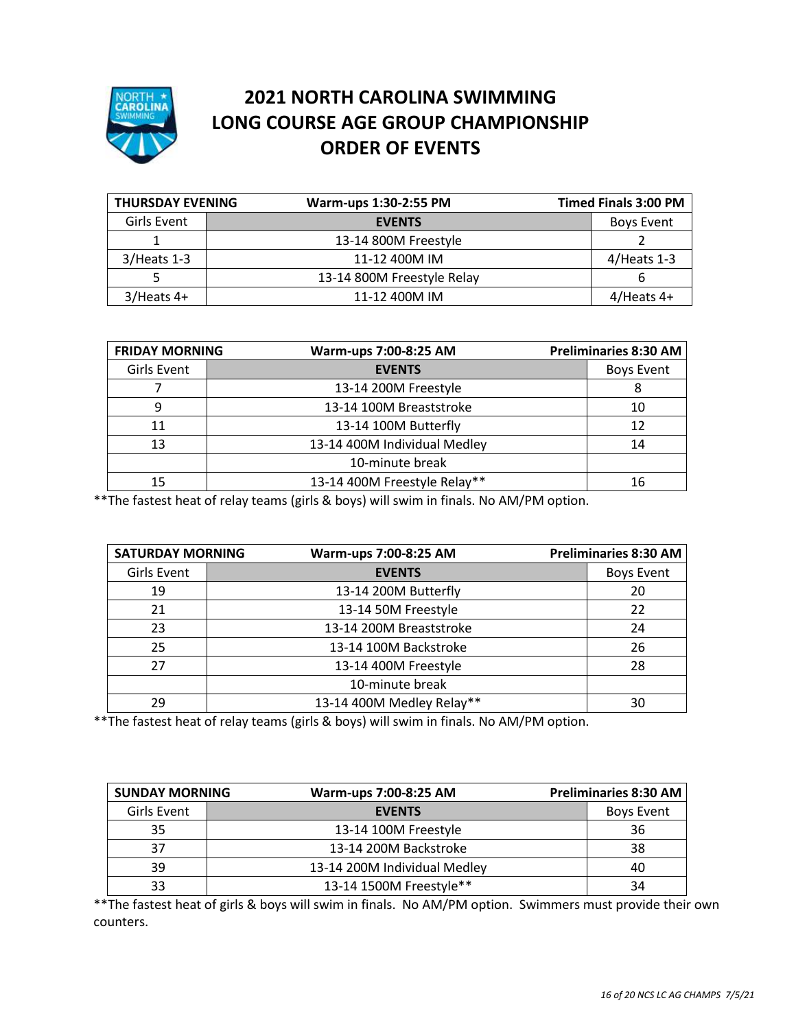# 2021 NORTH CAROLINA SWIMMING LONG COURSE AGE GROUP CHAMPIONSHIP ORDER OF EVENTS

| THURSDAY EVENING | Warm-ups 1:30-2:55 PM | Timed Finals 3:00 PM |
|---|---|---|
| Girls Event | EVENTS | Boys Event |
| 1 | 13-14 800M Freestyle | 2 |
| 3/Heats 1-3 | 11-12 400M IM | 4/Heats 1-3 |
| 5 | 13-14 800M Freestyle Relay | 6 |
| 3/Heats 4+ | 11-12 400M IM | 4/Heats 4+ |

| FRIDAY MORNING | Warm-ups 7:00-8:25 AM | Preliminaries 8:30 AM |
|---|---|---|
| Girls Event | EVENTS | Boys Event |
| 7 | 13-14 200M Freestyle | 8 |
| 9 | 13-14 100M Breaststroke | 10 |
| 11 | 13-14 100M Butterfly | 12 |
| 13 | 13-14 400M Individual Medley | 14 |
| | 10-minute break | |
| 15 | 13-14 400M Freestyle Relay** | 16 |

**The fastest heat of relay teams (girls & boys) will swim in finals. No AM/PM option.

| SATURDAY MORNING | Warm-ups 7:00-8:25 AM | Preliminaries 8:30 AM |
|---|---|---|
| Girls Event | EVENTS | Boys Event |
| 19 | 13-14 200M Butterfly | 20 |
| 21 | 13-14 50M Freestyle | 22 |
| 23 | 13-14 200M Breaststroke | 24 |
| 25 | 13-14 100M Backstroke | 26 |
| 27 | 13-14 400M Freestyle | 28 |
| | 10-minute break | |
| 29 | 13-14 400M Medley Relay** | 30 |

**The fastest heat of relay teams (girls & boys) will swim in finals. No AM/PM option.

| SUNDAY MORNING | Warm-ups 7:00-8:25 AM | Preliminaries 8:30 AM |
|---|---|---|
| Girls Event | EVENTS | Boys Event |
| 35 | 13-14 100M Freestyle | 36 |
| 37 | 13-14 200M Backstroke | 38 |
| 39 | 13-14 200M Individual Medley | 40 |
| 33 | 13-14 1500M Freestyle** | 34 |

**The fastest heat of girls & boys will swim in finals. No AM/PM option. Swimmers must provide their own counters.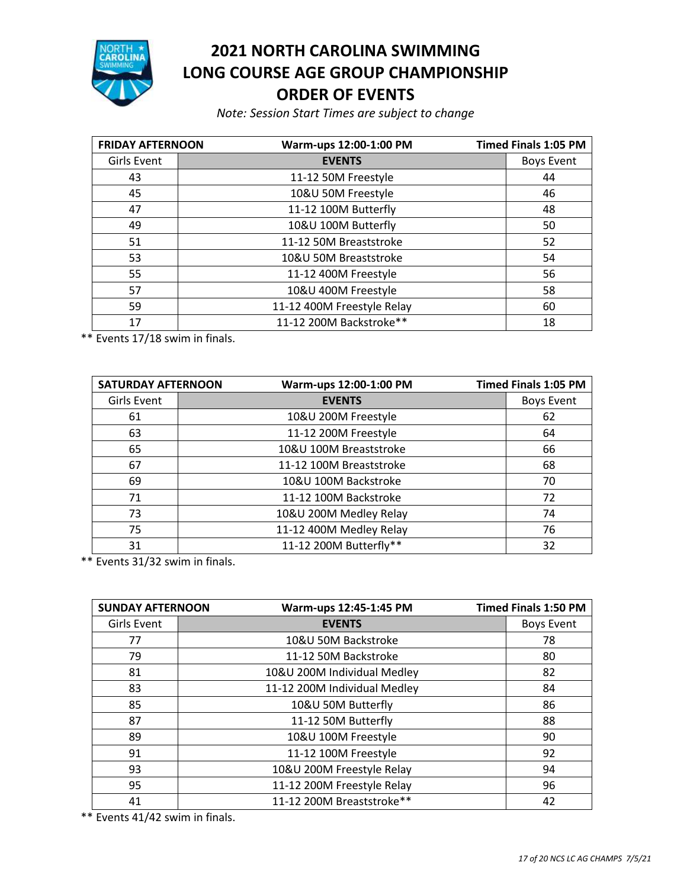# 2021 NORTH CAROLINA SWIMMING LONG COURSE AGE GROUP CHAMPIONSHIP ORDER OF EVENTS

*Note: Session Start Times are subject to change*

| **FRIDAY AFTERNOON** | **Warm-ups 12:00-1:00 PM** | **Timed Finals 1:05 PM** |
|---|---|---|
| Girls Event | **EVENTS** | Boys Event |
| 43 | 11-12 50M Freestyle | 44 |
| 45 | 10&U 50M Freestyle | 46 |
| 47 | 11-12 100M Butterfly | 48 |
| 49 | 10&U 100M Butterfly | 50 |
| 51 | 11-12 50M Breaststroke | 52 |
| 53 | 10&U 50M Breaststroke | 54 |
| 55 | 11-12 400M Freestyle | 56 |
| 57 | 10&U 400M Freestyle | 58 |
| 59 | 11-12 400M Freestyle Relay | 60 |
| 17 | 11-12 200M Backstroke** | 18 |

** Events 17/18 swim in finals.

| **SATURDAY AFTERNOON** | **Warm-ups 12:00-1:00 PM** | **Timed Finals 1:05 PM** |
|---|---|---|
| Girls Event | **EVENTS** | Boys Event |
| 61 | 10&U 200M Freestyle | 62 |
| 63 | 11-12 200M Freestyle | 64 |
| 65 | 10&U 100M Breaststroke | 66 |
| 67 | 11-12 100M Breaststroke | 68 |
| 69 | 10&U 100M Backstroke | 70 |
| 71 | 11-12 100M Backstroke | 72 |
| 73 | 10&U 200M Medley Relay | 74 |
| 75 | 11-12 400M Medley Relay | 76 |
| 31 | 11-12 200M Butterfly** | 32 |

** Events 31/32 swim in finals.

| **SUNDAY AFTERNOON** | **Warm-ups 12:45-1:45 PM** | **Timed Finals 1:50 PM** |
|---|---|---|
| Girls Event | **EVENTS** | Boys Event |
| 77 | 10&U 50M Backstroke | 78 |
| 79 | 11-12 50M Backstroke | 80 |
| 81 | 10&U 200M Individual Medley | 82 |
| 83 | 11-12 200M Individual Medley | 84 |
| 85 | 10&U 50M Butterfly | 86 |
| 87 | 11-12 50M Butterfly | 88 |
| 89 | 10&U 100M Freestyle | 90 |
| 91 | 11-12 100M Freestyle | 92 |
| 93 | 10&U 200M Freestyle Relay | 94 |
| 95 | 11-12 200M Freestyle Relay | 96 |
| 41 | 11-12 200M Breaststroke** | 42 |

** Events 41/42 swim in finals.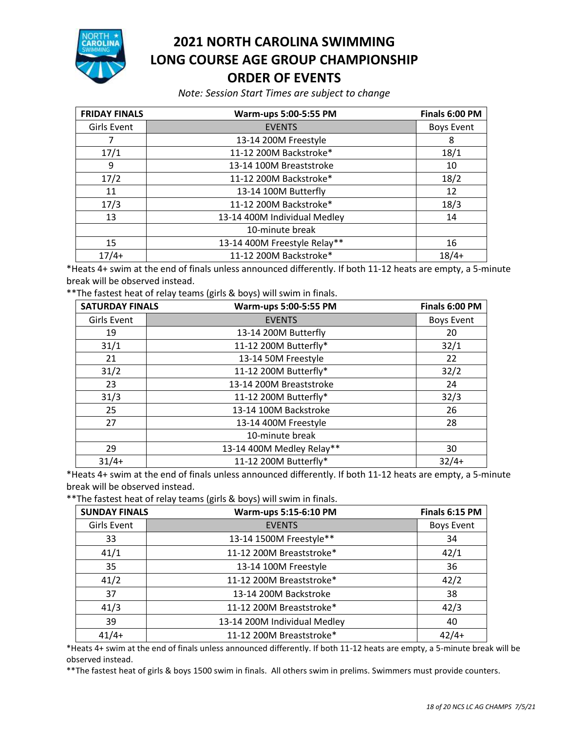# 2021 NORTH CAROLINA SWIMMING LONG COURSE AGE GROUP CHAMPIONSHIP ORDER OF EVENTS

*Note: Session Start Times are subject to change*

| FRIDAY FINALS | Warm-ups 5:00-5:55 PM | Finals 6:00 PM |
|---|---|---|
| Girls Event | EVENTS | Boys Event |
| 7 | 13-14 200M Freestyle | 8 |
| 17/1 | 11-12 200M Backstroke* | 18/1 |
| 9 | 13-14 100M Breaststroke | 10 |
| 17/2 | 11-12 200M Backstroke* | 18/2 |
| 11 | 13-14 100M Butterfly | 12 |
| 17/3 | 11-12 200M Backstroke* | 18/3 |
| 13 | 13-14 400M Individual Medley | 14 |
| | 10-minute break | |
| 15 | 13-14 400M Freestyle Relay** | 16 |
| 17/4+ | 11-12 200M Backstroke* | 18/4+ |

*Heats 4+ swim at the end of finals unless announced differently. If both 11-12 heats are empty, a 5-minute break will be observed instead.

**The fastest heat of relay teams (girls & boys) will swim in finals.

| SATURDAY FINALS | Warm-ups 5:00-5:55 PM | Finals 6:00 PM |
|---|---|---|
| Girls Event | EVENTS | Boys Event |
| 19 | 13-14 200M Butterfly | 20 |
| 31/1 | 11-12 200M Butterfly* | 32/1 |
| 21 | 13-14 50M Freestyle | 22 |
| 31/2 | 11-12 200M Butterfly* | 32/2 |
| 23 | 13-14 200M Breaststroke | 24 |
| 31/3 | 11-12 200M Butterfly* | 32/3 |
| 25 | 13-14 100M Backstroke | 26 |
| 27 | 13-14 400M Freestyle | 28 |
| | 10-minute break | |
| 29 | 13-14 400M Medley Relay** | 30 |
| 31/4+ | 11-12 200M Butterfly* | 32/4+ |

*Heats 4+ swim at the end of finals unless announced differently. If both 11-12 heats are empty, a 5-minute break will be observed instead.

**The fastest heat of relay teams (girls & boys) will swim in finals.

| SUNDAY FINALS | Warm-ups 5:15-6:10 PM | Finals 6:15 PM |
|---|---|---|
| Girls Event | EVENTS | Boys Event |
| 33 | 13-14 1500M Freestyle** | 34 |
| 41/1 | 11-12 200M Breaststroke* | 42/1 |
| 35 | 13-14 100M Freestyle | 36 |
| 41/2 | 11-12 200M Breaststroke* | 42/2 |
| 37 | 13-14 200M Backstroke | 38 |
| 41/3 | 11-12 200M Breaststroke* | 42/3 |
| 39 | 13-14 200M Individual Medley | 40 |
| 41/4+ | 11-12 200M Breaststroke* | 42/4+ |

*Heats 4+ swim at the end of finals unless announced differently. If both 11-12 heats are empty, a 5-minute break will be observed instead.

**The fastest heat of girls & boys 1500 swim in finals. All others swim in prelims. Swimmers must provide counters.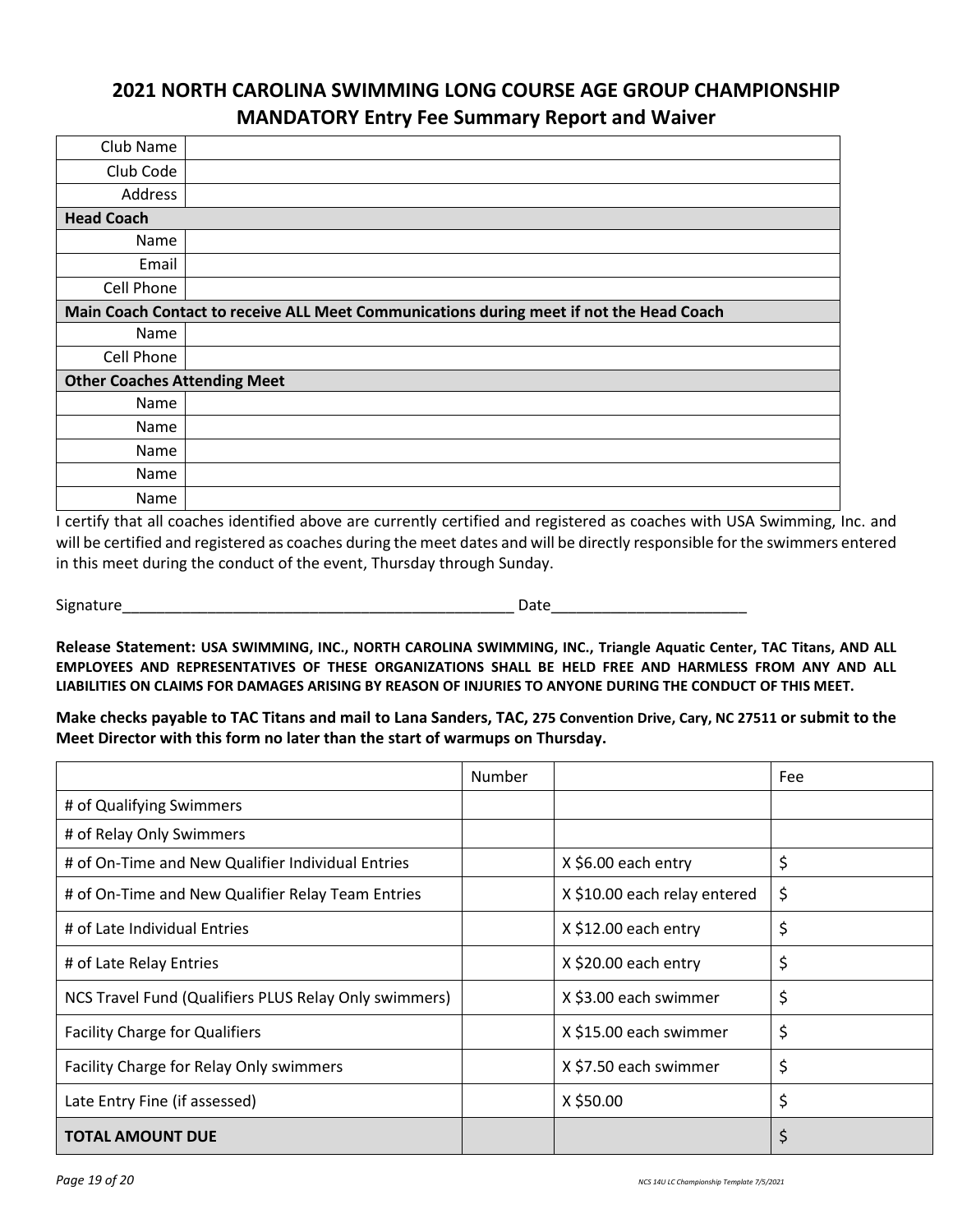# 2021 NORTH CAROLINA SWIMMING LONG COURSE AGE GROUP CHAMPIONSHIP MANDATORY Entry Fee Summary Report and Waiver

| | |
|---|---|
| Club Name | |
| Club Code | |
| Address | |
| **Head Coach** | |
| Name | |
| Email | |
| Cell Phone | |
| **Main Coach Contact to receive ALL Meet Communications during meet if not the Head Coach** | |
| Name | |
| Cell Phone | |
| **Other Coaches Attending Meet** | |
| Name | |
| Name | |
| Name | |
| Name | |
| Name | |

I certify that all coaches identified above are currently certified and registered as coaches with USA Swimming, Inc. and will be certified and registered as coaches during the meet dates and will be directly responsible for the swimmers entered in this meet during the conduct of the event, Thursday through Sunday.

Signature_______________________________________________ Date_______________________

**Release Statement:** **USA SWIMMING, INC., NORTH CAROLINA SWIMMING, INC., Triangle Aquatic Center, TAC Titans, AND ALL EMPLOYEES AND REPRESENTATIVES OF THESE ORGANIZATIONS SHALL BE HELD FREE AND HARMLESS FROM ANY AND ALL LIABILITIES ON CLAIMS FOR DAMAGES ARISING BY REASON OF INJURIES TO ANYONE DURING THE CONDUCT OF THIS MEET.**

**Make checks payable to TAC Titans and mail to Lana Sanders, TAC, 275 Convention Drive, Cary, NC 27511 or submit to the Meet Director with this form no later than the start of warmups on Thursday.**

| | Number | | Fee |
|---|---|---|---|
| # of Qualifying Swimmers | | | |
| # of Relay Only Swimmers | | | |
| # of On-Time and New Qualifier Individual Entries | | X $6.00 each entry | $ |
| # of On-Time and New Qualifier Relay Team Entries | | X $10.00 each relay entered | $ |
| # of Late Individual Entries | | X $12.00 each entry | $ |
| # of Late Relay Entries | | X $20.00 each entry | $ |
| NCS Travel Fund (Qualifiers PLUS Relay Only swimmers) | | X $3.00 each swimmer | $ |
| Facility Charge for Qualifiers | | X $15.00 each swimmer | $ |
| Facility Charge for Relay Only swimmers | | X $7.50 each swimmer | $ |
| Late Entry Fine (if assessed) | | X $50.00 | $ |
| **TOTAL AMOUNT DUE** | | | $ |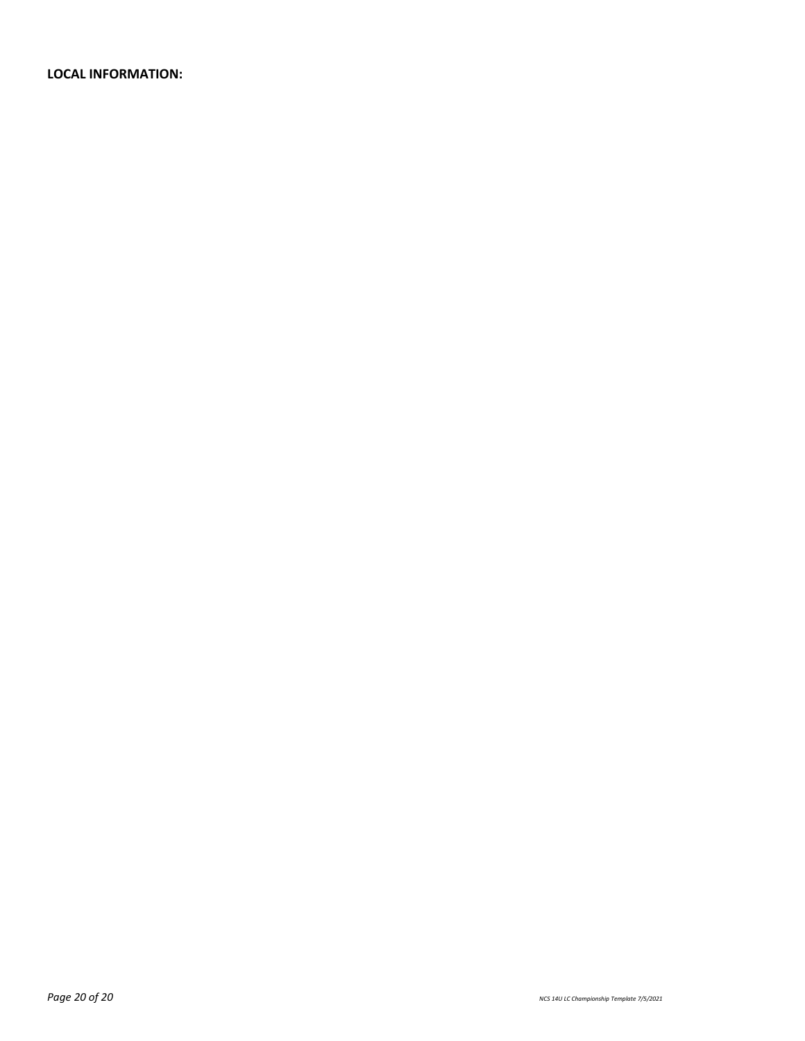**LOCAL INFORMATION:**